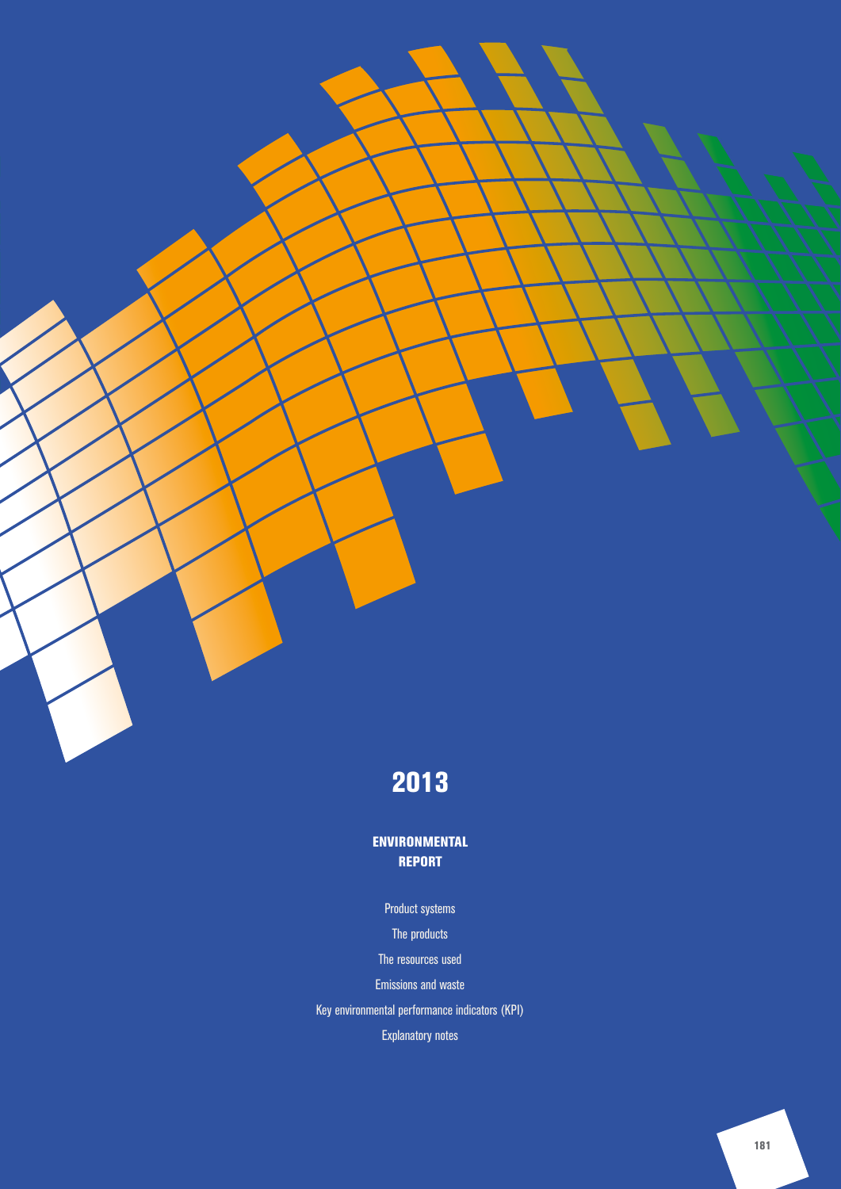# 2013

## ENVIRONMENTAL REPORT

Product systems

The products

The resources used

Emissions and waste

Key environmental performance indicators (KPI)

Explanatory notes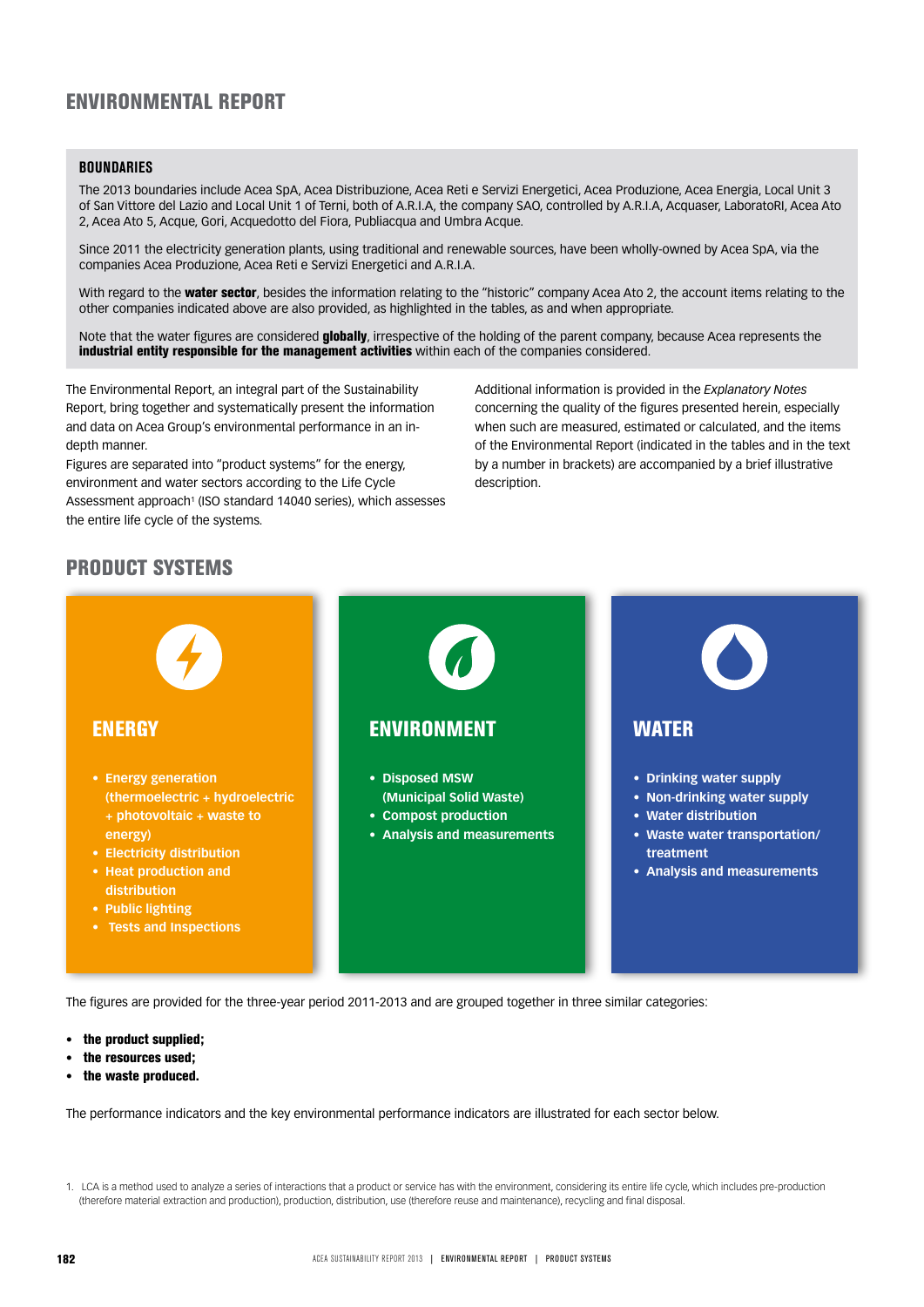# ENVIRONMENTAL REPORT

**BOUNDARIES**

The 2013 boundaries include Acea SpA, Acea Distribuzione, Acea Reti e Servizi Energetici, Acea Produzione, Acea Energia, Local Unit 3 of San Vittore del Lazio and Local Unit 1 of Terni, both of A.R.I.A, the company SAO, controlled by A.R.I.A, Acquaser, LaboratoRI, Acea Ato 2, Acea Ato 5, Acque, Gori, Acquedotto del Fiora, Publiacqua and Umbra Acque.

Since 2011 the electricity generation plants, using traditional and renewable sources, have been wholly-owned by Acea SpA, via the companies Acea Produzione, Acea Reti e Servizi Energetici and A.R.I.A.

With regard to the **water sector**, besides the information relating to the "historic" company Acea Ato 2, the account items relating to the other companies indicated above are also provided, as highlighted in the tables, as and when appropriate.

Note that the water figures are considered **globally**, irrespective of the holding of the parent company, because Acea represents the **industrial entity responsible for the management activities** within each of the companies considered.

The Environmental Report, an integral part of the Sustainability Report, bring together and systematically present the information and data on Acea Group's environmental performance in an in-depth manner.
Figures are separated into "product systems" for the energy, environment and water sectors according to the Life Cycle Assessment approach[1] (ISO standard 14040 series), which assesses the entire life cycle of the systems.

Additional information is provided in the *Explanatory Notes* concerning the quality of the figures presented herein, especially when such are measured, estimated or calculated, and the items of the Environmental Report (indicated in the tables and in the text by a number in brackets) are accompanied by a brief illustrative description.

## PRODUCT SYSTEMS

### ENERGY

- Energy generation (thermoelectric + hydroelectric + photovoltaic + waste to energy)
- Electricity distribution
- Heat production and distribution
- Public lighting
- Tests and Inspections

### ENVIRONMENT

- Disposed MSW (Municipal Solid Waste)
- Compost production
- Analysis and measurements

### WATER

- Drinking water supply
- Non-drinking water supply
- Water distribution
- Waste water transportation/ treatment
- Analysis and measurements

The figures are provided for the three-year period 2011-2013 and are grouped together in three similar categories:

- **the product supplied;**
- **the resources used;**
- **the waste produced.**

The performance indicators and the key environmental performance indicators are illustrated for each sector below.

1. LCA is a method used to analyze a series of interactions that a product or service has with the environment, considering its entire life cycle, which includes pre-production (therefore material extraction and production), production, distribution, use (therefore reuse and maintenance), recycling and final disposal.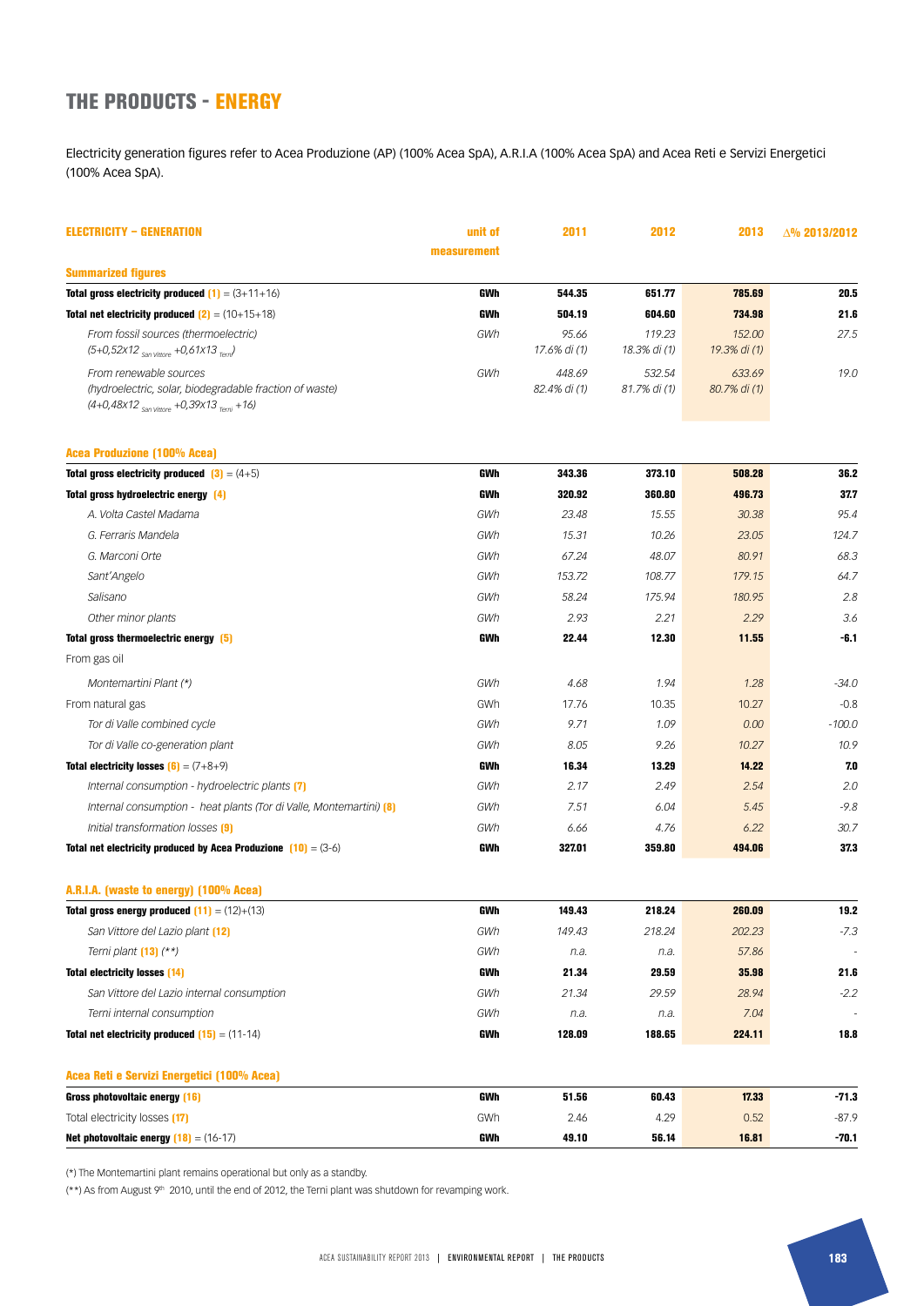# THE PRODUCTS - ENERGY

Electricity generation figures refer to Acea Produzione (AP) (100% Acea SpA), A.R.I.A (100% Acea SpA) and Acea Reti e Servizi Energetici (100% Acea SpA).

| ELECTRICITY – GENERATION | unit of measurement | 2011 | 2012 | 2013 | ∆% 2013/2012 |
|---|---|---|---|---|---|
| **Summarized figures** | | | | | |
| **Total gross electricity produced (1)** = (3+11+16) | **GWh** | **544.35** | **651.77** | **785.69** | **20.5** |
| **Total net electricity produced (2)** = (10+15+18) | **GWh** | **504.19** | **604.60** | **734.98** | **21.6** |
| *From fossil sources (thermoelectric)* *(5+0,52x12 $_{San\ Vittore}$ +0,61x13 $_{Terni}$)* | *GWh* | *95.66* *17.6% di (1)* | *119.23* *18.3% di (1)* | *152.00* *19.3% di (1)* | *27.5* |
| *From renewable sources* *(hydroelectric, solar, biodegradable fraction of waste)* *(4+0,48x12 $_{San\ Vittore}$ +0,39x13 $_{Terni}$ +16)* | *GWh* | *448.69* *82.4% di (1)* | *532.54* *81.7% di (1)* | *633.69* *80.7% di (1)* | *19.0* |
| **Acea Produzione (100% Acea)** | | | | | |
| **Total gross electricity produced (3)** = (4+5) | **GWh** | **343.36** | **373.10** | **508.28** | **36.2** |
| **Total gross hydroelectric energy (4)** | **GWh** | **320.92** | **360.80** | **496.73** | **37.7** |
| *A. Volta Castel Madama* | *GWh* | *23.48* | *15.55* | *30.38* | *95.4* |
| *G. Ferraris Mandela* | *GWh* | *15.31* | *10.26* | *23.05* | *124.7* |
| *G. Marconi Orte* | *GWh* | *67.24* | *48.07* | *80.91* | *68.3* |
| *Sant'Angelo* | *GWh* | *153.72* | *108.77* | *179.15* | *64.7* |
| *Salisano* | *GWh* | *58.24* | *175.94* | *180.95* | *2.8* |
| *Other minor plants* | *GWh* | *2.93* | *2.21* | *2.29* | *3.6* |
| **Total gross thermoelectric energy (5)** | **GWh** | **22.44** | **12.30** | **11.55** | **-6.1** |
| From gas oil | | | | | |
| *Montemartini Plant (\*)* | *GWh* | *4.68* | *1.94* | *1.28* | *-34.0* |
| From natural gas | GWh | 17.76 | 10.35 | 10.27 | -0.8 |
| *Tor di Valle combined cycle* | *GWh* | *9.71* | *1.09* | *0.00* | *-100.0* |
| *Tor di Valle co-generation plant* | *GWh* | *8.05* | *9.26* | *10.27* | *10.9* |
| **Total electricity losses (6)** = (7+8+9) | **GWh** | **16.34** | **13.29** | **14.22** | **7.0** |
| *Internal consumption - hydroelectric plants (7)* | *GWh* | *2.17* | *2.49* | *2.54* | *2.0* |
| *Internal consumption - heat plants (Tor di Valle, Montemartini) (8)* | *GWh* | *7.51* | *6.04* | *5.45* | *-9.8* |
| *Initial transformation losses (9)* | *GWh* | *6.66* | *4.76* | *6.22* | *30.7* |
| **Total net electricity produced by Acea Produzione (10)** = (3-6) | **GWh** | **327.01** | **359.80** | **494.06** | **37.3** |
| **A.R.I.A. (waste to energy) (100% Acea)** | | | | | |
| **Total gross energy produced (11)** = (12)+(13) | **GWh** | **149.43** | **218.24** | **260.09** | **19.2** |
| *San Vittore del Lazio plant (12)* | *GWh* | *149.43* | *218.24* | *202.23* | *-7.3* |
| *Terni plant (13) (\*\*)* | *GWh* | *n.a.* | *n.a.* | *57.86* | *-* |
| **Total electricity losses (14)** | **GWh** | **21.34** | **29.59** | **35.98** | **21.6** |
| *San Vittore del Lazio internal consumption* | *GWh* | *21.34* | *29.59* | *28.94* | *-2.2* |
| *Terni internal consumption* | *GWh* | *n.a.* | *n.a.* | *7.04* | *-* |
| **Total net electricity produced (15)** = (11-14) | **GWh** | **128.09** | **188.65** | **224.11** | **18.8** |
| **Acea Reti e Servizi Energetici (100% Acea)** | | | | | |
| **Gross photovoltaic energy (16)** | **GWh** | **51.56** | **60.43** | **17.33** | **-71.3** |
| Total electricity losses (17) | GWh | 2.46 | 4.29 | 0.52 | -87.9 |
| **Net photovoltaic energy (18)** = (16-17) | **GWh** | **49.10** | **56.14** | **16.81** | **-70.1** |

(\*) The Montemartini plant remains operational but only as a standby.

(\*\*) As from August 9th 2010, until the end of 2012, the Terni plant was shutdown for revamping work.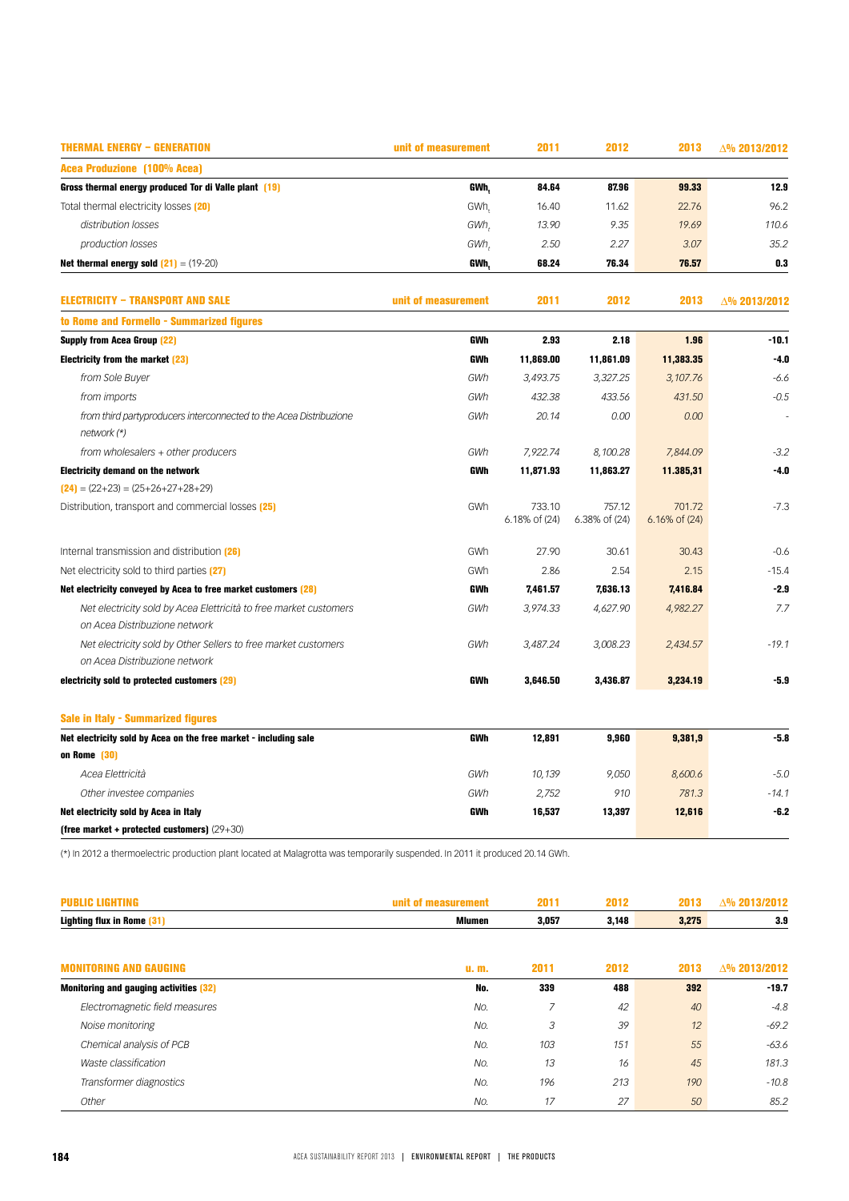| THERMAL ENERGY – GENERATION | unit of measurement | 2011 | 2012 | 2013 | Δ% 2013/2012 |
|---|---|---|---|---|---|
| **Acea Produzione (100% Acea)** | | | | | |
| **Gross thermal energy produced Tor di Valle plant (19)** | **$GWh_t$** | **84.64** | **87.96** | **99.33** | **12.9** |
| Total thermal electricity losses (20) | $GWh_t$ | 16.40 | 11.62 | 22.76 | 96.2 |
| *distribution losses* | *$GWh_t$* | *13.90* | *9.35* | *19.69* | *110.6* |
| *production losses* | *$GWh_t$* | *2.50* | *2.27* | *3.07* | *35.2* |
| **Net thermal energy sold (21)** = (19-20) | **$GWh_t$** | **68.24** | **76.34** | **76.57** | **0.3** |

| ELECTRICITY – TRANSPORT AND SALE | unit of measurement | 2011 | 2012 | 2013 | Δ% 2013/2012 |
|---|---|---|---|---|---|
| **to Rome and Formello - Summarized figures** | | | | | |
| **Supply from Acea Group (22)** | **GWh** | **2.93** | **2.18** | **1.96** | **-10.1** |
| **Electricity from the market (23)** | **GWh** | **11,869.00** | **11,861.09** | **11,383.35** | **-4.0** |
| *from Sole Buyer* | *GWh* | *3,493.75* | *3,327.25* | *3,107.76* | *-6.6* |
| *from imports* | *GWh* | *432.38* | *433.56* | *431.50* | *-0.5* |
| *from third partyproducers interconnected to the Acea Distribuzione network (\*)* | *GWh* | *20.14* | *0.00* | *0.00* | - |
| *from wholesalers + other producers* | *GWh* | *7,922.74* | *8,100.28* | *7,844.09* | *-3.2* |
| **Electricity demand on the network (24)** = (22+23) = (25+26+27+28+29) | **GWh** | **11,871.93** | **11,863.27** | **11.385,31** | **-4.0** |
| Distribution, transport and commercial losses (25) | GWh | 733.10<br>6.18% of (24) | 757.12<br>6.38% of (24) | 701.72<br>6.16% of (24) | -7.3 |
| Internal transmission and distribution (26) | GWh | 27.90 | 30.61 | 30.43 | -0.6 |
| Net electricity sold to third parties (27) | GWh | 2.86 | 2.54 | 2.15 | -15.4 |
| **Net electricity conveyed by Acea to free market customers (28)** | **GWh** | **7,461.57** | **7,636.13** | **7,416.84** | **-2.9** |
| *Net electricity sold by Acea Elettricità to free market customers on Acea Distribuzione network* | *GWh* | *3,974.33* | *4,627.90* | *4,982.27* | *7.7* |
| *Net electricity sold by Other Sellers to free market customers on Acea Distribuzione network* | *GWh* | *3,487.24* | *3,008.23* | *2,434.57* | *-19.1* |
| **electricity sold to protected customers (29)** | **GWh** | **3,646.50** | **3,436.87** | **3,234.19** | **-5.9** |
| **Sale in Italy - Summarized figures** | | | | | |
| **Net electricity sold by Acea on the free market - including sale on Rome (30)** | **GWh** | **12,891** | **9,960** | **9,381,9** | **-5.8** |
| *Acea Elettricità* | *GWh* | *10,139* | *9,050* | *8,600.6* | *-5.0* |
| *Other investee companies* | *GWh* | *2,752* | *910* | *781.3* | *-14.1* |
| **Net electricity sold by Acea in Italy (free market + protected customers)** (29+30) | **GWh** | **16,537** | **13,397** | **12,616** | **-6.2** |

(\*) In 2012 a thermoelectric production plant located at Malagrotta was temporarily suspended. In 2011 it produced 20.14 GWh.

| PUBLIC LIGHTING | unit of measurement | 2011 | 2012 | 2013 | Δ% 2013/2012 |
|---|---|---|---|---|---|
| **Lighting flux in Rome (31)** | **Mlumen** | **3,057** | **3,148** | **3,275** | **3.9** |

| MONITORING AND GAUGING | u. m. | 2011 | 2012 | 2013 | Δ% 2013/2012 |
|---|---|---|---|---|---|
| **Monitoring and gauging activities (32)** | **No.** | **339** | **488** | **392** | **-19.7** |
| *Electromagnetic field measures* | *No.* | *7* | *42* | *40* | *-4.8* |
| *Noise monitoring* | *No.* | *3* | *39* | *12* | *-69.2* |
| *Chemical analysis of PCB* | *No.* | *103* | *151* | *55* | *-63.6* |
| *Waste classification* | *No.* | *13* | *16* | *45* | *181.3* |
| *Transformer diagnostics* | *No.* | *196* | *213* | *190* | *-10.8* |
| *Other* | *No.* | *17* | *27* | *50* | *85.2* |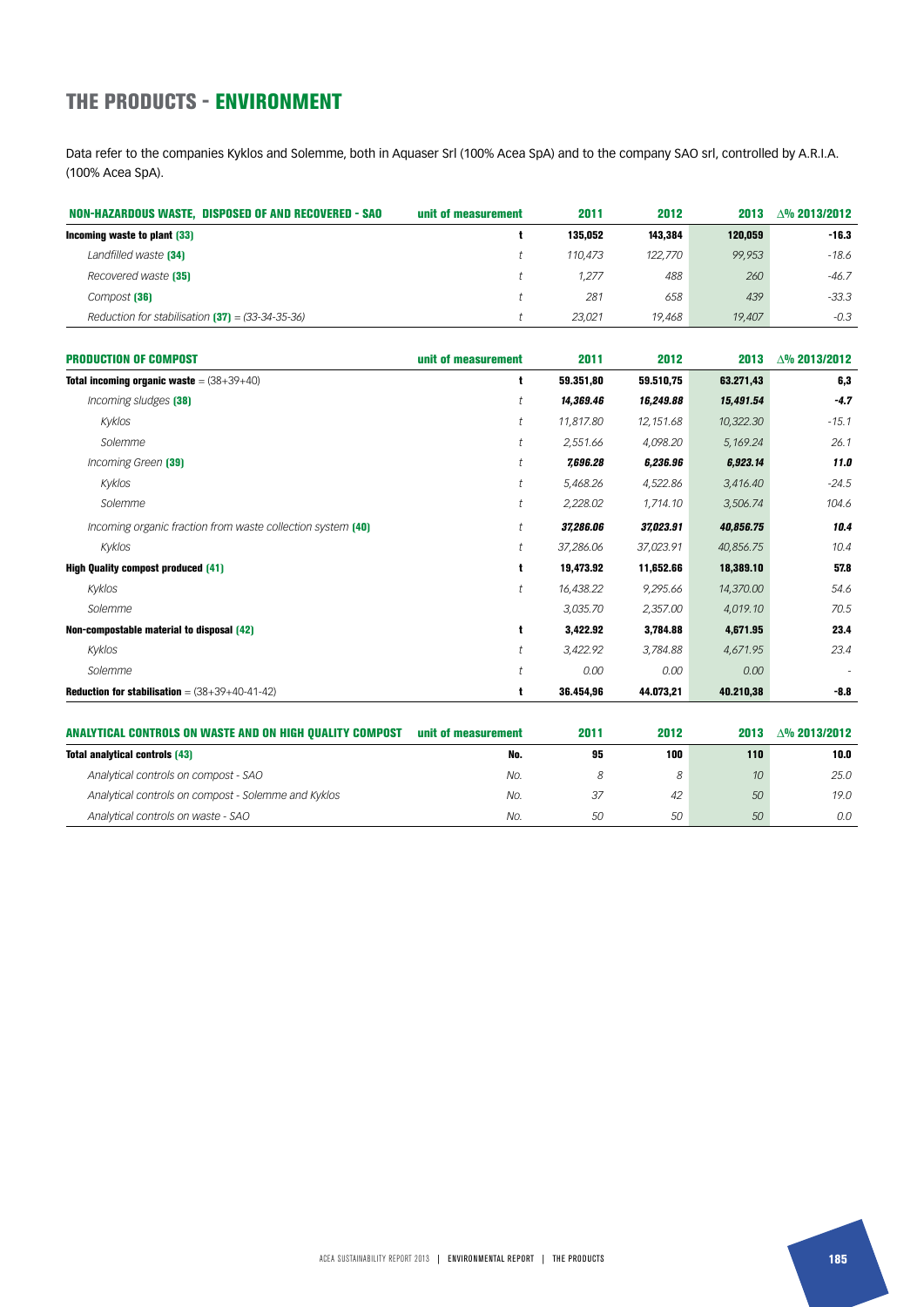# THE PRODUCTS - ENVIRONMENT

Data refer to the companies Kyklos and Solemme, both in Aquaser Srl (100% Acea SpA) and to the company SAO srl, controlled by A.R.I.A. (100% Acea SpA).

| NON-HAZARDOUS WASTE, DISPOSED OF AND RECOVERED - SAO | unit of measurement | 2011 | 2012 | 2013 | Δ% 2013/2012 |
|---|---|---|---|---|---|
| **Incoming waste to plant (33)** | **t** | **135,052** | **143,384** | **120,059** | **-16.3** |
| *Landfilled waste* **(34)** | *t* | *110,473* | *122,770* | *99,953* | *-18.6* |
| *Recovered waste* **(35)** | *t* | *1,277* | *488* | *260* | *-46.7* |
| *Compost* **(36)** | *t* | *281* | *658* | *439* | *-33.3* |
| *Reduction for stabilisation* **(37)** *= (33-34-35-36)* | *t* | *23,021* | *19,468* | *19,407* | *-0.3* |

| PRODUCTION OF COMPOST | unit of measurement | 2011 | 2012 | 2013 | Δ% 2013/2012 |
|---|---|---|---|---|---|
| **Total incoming organic waste** = (38+39+40) | **t** | **59.351,80** | **59.510,75** | **63.271,43** | **6,3** |
| *Incoming sludges* **(38)** | *t* | ***14,369.46*** | ***16,249.88*** | ***15,491.54*** | ***-4.7*** |
| *Kyklos* | *t* | *11,817.80* | *12,151.68* | *10,322.30* | *-15.1* |
| *Solemme* | *t* | *2,551.66* | *4,098.20* | *5,169.24* | *26.1* |
| *Incoming Green* **(39)** | *t* | ***7,696.28*** | ***6,236.96*** | ***6,923.14*** | ***11.0*** |
| *Kyklos* | *t* | *5,468.26* | *4,522.86* | *3,416.40* | *-24.5* |
| *Solemme* | *t* | *2,228.02* | *1,714.10* | *3,506.74* | *104.6* |
| *Incoming organic fraction from waste collection system* **(40)** | *t* | ***37,286.06*** | ***37,023.91*** | ***40,856.75*** | ***10.4*** |
| *Kyklos* | *t* | *37,286.06* | *37,023.91* | *40,856.75* | *10.4* |
| **High Quality compost produced (41)** | **t** | **19,473.92** | **11,652.66** | **18,389.10** | **57.8** |
| *Kyklos* | *t* | *16,438.22* | *9,295.66* | *14,370.00* | *54.6* |
| *Solemme* | | *3,035.70* | *2,357.00* | *4,019.10* | *70.5* |
| **Non-compostable material to disposal (42)** | **t** | **3,422.92** | **3,784.88** | **4,671.95** | **23.4** |
| *Kyklos* | *t* | *3,422.92* | *3,784.88* | *4,671.95* | *23.4* |
| *Solemme* | *t* | *0.00* | *0.00* | *0.00* | - |
| **Reduction for stabilisation** = (38+39+40-41-42) | **t** | **36.454,96** | **44.073,21** | **40.210,38** | **-8.8** |

| ANALYTICAL CONTROLS ON WASTE AND ON HIGH QUALITY COMPOST | unit of measurement | 2011 | 2012 | 2013 | Δ% 2013/2012 |
|---|---|---|---|---|---|
| **Total analytical controls (43)** | **No.** | **95** | **100** | **110** | **10.0** |
| *Analytical controls on compost - SAO* | *No.* | *8* | *8* | *10* | *25.0* |
| *Analytical controls on compost - Solemme and Kyklos* | *No.* | *37* | *42* | *50* | *19.0* |
| *Analytical controls on waste - SAO* | *No.* | *50* | *50* | *50* | *0.0* |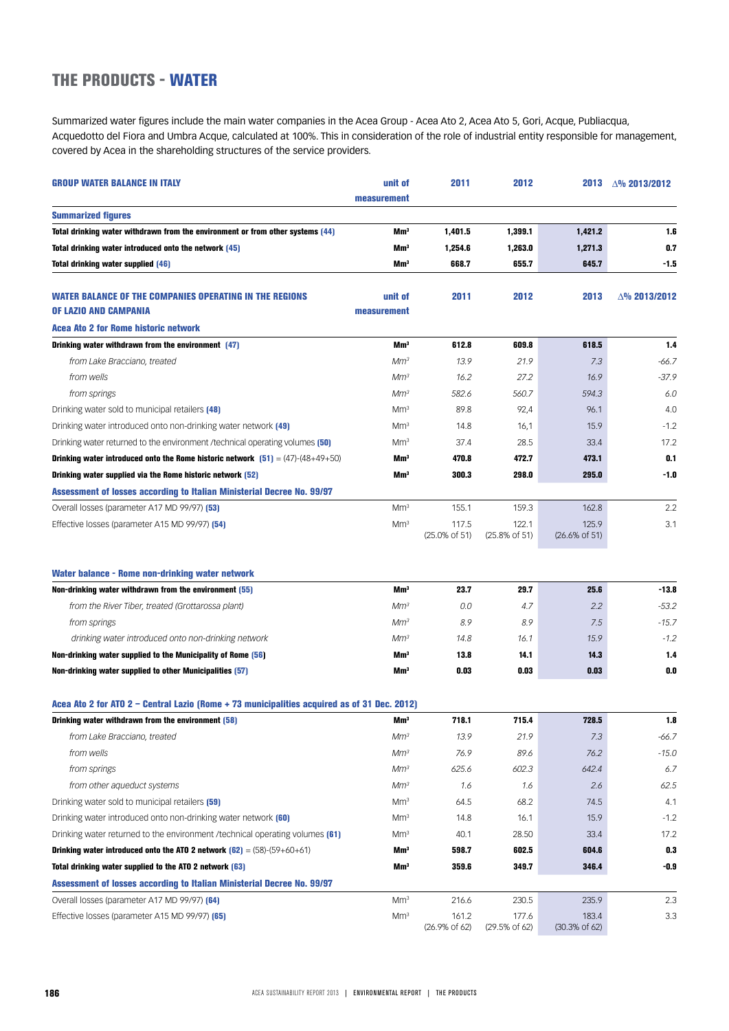# THE PRODUCTS - WATER

Summarized water figures include the main water companies in the Acea Group - Acea Ato 2, Acea Ato 5, Gori, Acque, Publiacqua, Acquedotto del Fiora and Umbra Acque, calculated at 100%. This in consideration of the role of industrial entity responsible for management, covered by Acea in the shareholding structures of the service providers.

| GROUP WATER BALANCE IN ITALY | unit of measurement | 2011 | 2012 | 2013 | Δ% 2013/2012 |
|---|---|---|---|---|---|
| **Summarized figures** | | | | | |
| **Total drinking water withdrawn from the environment or from other systems (44)** | **Mm³** | **1,401.5** | **1,399.1** | **1,421.2** | **1.6** |
| **Total drinking water introduced onto the network (45)** | **Mm³** | **1,254.6** | **1,263.0** | **1,271.3** | **0.7** |
| **Total drinking water supplied (46)** | **Mm³** | **668.7** | **655.7** | **645.7** | **-1.5** |

| WATER BALANCE OF THE COMPANIES OPERATING IN THE REGIONS OF LAZIO AND CAMPANIA | unit of measurement | 2011 | 2012 | 2013 | Δ% 2013/2012 |
|---|---|---|---|---|---|
| **Acea Ato 2 for Rome historic network** | | | | | |
| **Drinking water withdrawn from the environment (47)** | **Mm³** | **612.8** | **609.8** | **618.5** | **1.4** |
| *from Lake Bracciano, treated* | *Mm³* | *13.9* | *21.9* | *7.3* | *-66.7* |
| *from wells* | *Mm³* | *16.2* | *27.2* | *16.9* | *-37.9* |
| *from springs* | *Mm³* | *582.6* | *560.7* | *594.3* | *6.0* |
| Drinking water sold to municipal retailers **(48)** | Mm³ | 89.8 | 92,4 | 96.1 | 4.0 |
| Drinking water introduced onto non-drinking water network **(49)** | Mm³ | 14.8 | 16,1 | 15.9 | -1.2 |
| Drinking water returned to the environment /technical operating volumes **(50)** | Mm³ | 37.4 | 28.5 | 33.4 | 17.2 |
| **Drinking water introduced onto the Rome historic network (51)** = (47)-(48+49+50) | **Mm³** | **470.8** | **472.7** | **473.1** | **0.1** |
| **Drinking water supplied via the Rome historic network (52)** | **Mm³** | **300.3** | **298.0** | **295.0** | **-1.0** |
| **Assessment of losses according to Italian Ministerial Decree No. 99/97** | | | | | |
| Overall losses (parameter A17 MD 99/97) **(53)** | Mm³ | 155.1 | 159.3 | 162.8 | 2.2 |
| Effective losses (parameter A15 MD 99/97) **(54)** | Mm³ | 117.5 (25.0% of 51) | 122.1 (25.8% of 51) | 125.9 (26.6% of 51) | 3.1 |
| **Water balance - Rome non-drinking water network** | | | | | |
| **Non-drinking water withdrawn from the environment (55)** | **Mm³** | **23.7** | **29.7** | **25.6** | **-13.8** |
| *from the River Tiber, treated (Grottarossa plant)* | *Mm³* | *0.0* | *4.7* | *2.2* | *-53.2* |
| *from springs* | *Mm³* | *8.9* | *8.9* | *7.5* | *-15.7* |
| *drinking water introduced onto non-drinking network* | *Mm³* | *14.8* | *16.1* | *15.9* | *-1.2* |
| **Non-drinking water supplied to the Municipality of Rome (56)** | **Mm³** | **13.8** | **14.1** | **14.3** | **1.4** |
| **Non-drinking water supplied to other Municipalities (57)** | **Mm³** | **0.03** | **0.03** | **0.03** | **0.0** |
| **Acea Ato 2 for ATO 2 – Central Lazio (Rome + 73 municipalities acquired as of 31 Dec. 2012)** | | | | | |
| **Drinking water withdrawn from the environment (58)** | **Mm³** | **718.1** | **715.4** | **728.5** | **1.8** |
| *from Lake Bracciano, treated* | *Mm³* | *13.9* | *21.9* | *7.3* | *-66.7* |
| *from wells* | *Mm³* | *76.9* | *89.6* | *76.2* | *-15.0* |
| *from springs* | *Mm³* | *625.6* | *602.3* | *642.4* | *6.7* |
| *from other aqueduct systems* | *Mm³* | *1.6* | *1.6* | *2.6* | *62.5* |
| Drinking water sold to municipal retailers **(59)** | Mm³ | 64.5 | 68.2 | 74.5 | 4.1 |
| Drinking water introduced onto non-drinking water network **(60)** | Mm³ | 14.8 | 16.1 | 15.9 | -1.2 |
| Drinking water returned to the environment /technical operating volumes **(61)** | Mm³ | 40.1 | 28.50 | 33.4 | 17.2 |
| **Drinking water introduced onto the ATO 2 network (62)** = (58)-(59+60+61) | **Mm³** | **598.7** | **602.5** | **604.6** | **0.3** |
| **Total drinking water supplied to the ATO 2 network (63)** | **Mm³** | **359.6** | **349.7** | **346.4** | **-0.9** |
| **Assessment of losses according to Italian Ministerial Decree No. 99/97** | | | | | |
| Overall losses (parameter A17 MD 99/97) **(64)** | Mm³ | 216.6 | 230.5 | 235.9 | 2.3 |
| Effective losses (parameter A15 MD 99/97) **(65)** | Mm³ | 161.2 (26.9% of 62) | 177.6 (29.5% of 62) | 183.4 (30.3% of 62) | 3.3 |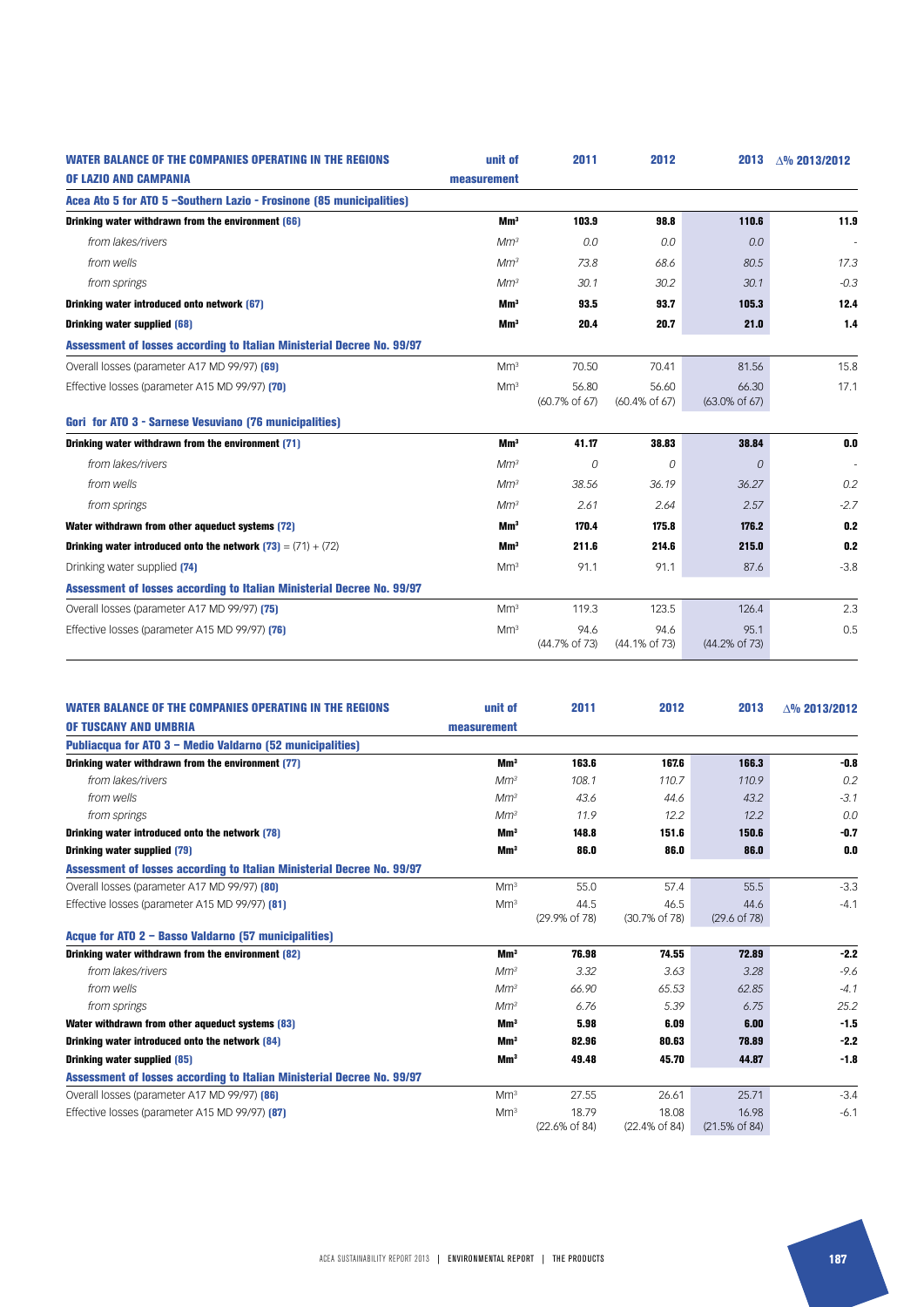| WATER BALANCE OF THE COMPANIES OPERATING IN THE REGIONS OF LAZIO AND CAMPANIA | unit of measurement | 2011 | 2012 | 2013 | Δ% 2013/2012 |
|---|---|---|---|---|---|
| **Acea Ato 5 for ATO 5 –Southern Lazio - Frosinone (85 municipalities)** | | | | | |
| **Drinking water withdrawn from the environment (66)** | **Mm³** | **103.9** | **98.8** | **110.6** | **11.9** |
| *from lakes/rivers* | *Mm³* | *0.0* | *0.0* | *0.0* | - |
| *from wells* | *Mm³* | *73.8* | *68.6* | *80.5* | *17.3* |
| *from springs* | *Mm³* | *30.1* | *30.2* | *30.1* | *-0.3* |
| **Drinking water introduced onto network (67)** | **Mm³** | **93.5** | **93.7** | **105.3** | **12.4** |
| **Drinking water supplied (68)** | **Mm³** | **20.4** | **20.7** | **21.0** | **1.4** |
| **Assessment of losses according to Italian Ministerial Decree No. 99/97** | | | | | |
| Overall losses (parameter A17 MD 99/97) **(69)** | Mm³ | 70.50 | 70.41 | 81.56 | 15.8 |
| Effective losses (parameter A15 MD 99/97) **(70)** | Mm³ | 56.80 (60.7% of 67) | 56.60 (60.4% of 67) | 66.30 (63.0% of 67) | 17.1 |
| **Gori for ATO 3 - Sarnese Vesuviano (76 municipalities)** | | | | | |
| **Drinking water withdrawn from the environment (71)** | **Mm³** | **41.17** | **38.83** | **38.84** | **0.0** |
| *from lakes/rivers* | *Mm³* | *0* | *0* | *0* | - |
| *from wells* | *Mm³* | *38.56* | *36.19* | *36.27* | *0.2* |
| *from springs* | *Mm³* | *2.61* | *2.64* | *2.57* | *-2.7* |
| **Water withdrawn from other aqueduct systems (72)** | **Mm³** | **170.4** | **175.8** | **176.2** | **0.2** |
| **Drinking water introduced onto the network (73)** = (71) + (72) | **Mm³** | **211.6** | **214.6** | **215.0** | **0.2** |
| Drinking water supplied **(74)** | Mm³ | 91.1 | 91.1 | 87.6 | -3.8 |
| **Assessment of losses according to Italian Ministerial Decree No. 99/97** | | | | | |
| Overall losses (parameter A17 MD 99/97) **(75)** | Mm³ | 119.3 | 123.5 | 126.4 | 2.3 |
| Effective losses (parameter A15 MD 99/97) **(76)** | Mm³ | 94.6 (44.7% of 73) | 94.6 (44.1% of 73) | 95.1 (44.2% of 73) | 0.5 |

| WATER BALANCE OF THE COMPANIES OPERATING IN THE REGIONS OF TUSCANY AND UMBRIA | unit of measurement | 2011 | 2012 | 2013 | Δ% 2013/2012 |
|---|---|---|---|---|---|
| **Publiacqua for ATO 3 – Medio Valdarno (52 municipalities)** | | | | | |
| **Drinking water withdrawn from the environment (77)** | **Mm³** | **163.6** | **167.6** | **166.3** | **-0.8** |
| *from lakes/rivers* | *Mm³* | *108.1* | *110.7* | *110.9* | *0.2* |
| *from wells* | *Mm³* | *43.6* | *44.6* | *43.2* | *-3.1* |
| *from springs* | *Mm³* | *11.9* | *12.2* | *12.2* | *0.0* |
| **Drinking water introduced onto the network (78)** | **Mm³** | **148.8** | **151.6** | **150.6** | **-0.7** |
| **Drinking water supplied (79)** | **Mm³** | **86.0** | **86.0** | **86.0** | **0.0** |
| **Assessment of losses according to Italian Ministerial Decree No. 99/97** | | | | | |
| Overall losses (parameter A17 MD 99/97) **(80)** | Mm³ | 55.0 | 57.4 | 55.5 | -3.3 |
| Effective losses (parameter A15 MD 99/97) **(81)** | Mm³ | 44.5 (29.9% of 78) | 46.5 (30.7% of 78) | 44.6 (29.6 of 78) | -4.1 |
| **Acque for ATO 2 – Basso Valdarno (57 municipalities)** | | | | | |
| **Drinking water withdrawn from the environment (82)** | **Mm³** | **76.98** | **74.55** | **72.89** | **-2.2** |
| *from lakes/rivers* | *Mm³* | *3.32* | *3.63* | *3.28* | *-9.6* |
| *from wells* | *Mm³* | *66.90* | *65.53* | *62.85* | *-4.1* |
| *from springs* | *Mm³* | *6.76* | *5.39* | *6.75* | *25.2* |
| **Water withdrawn from other aqueduct systems (83)** | **Mm³** | **5.98** | **6.09** | **6.00** | **-1.5** |
| **Drinking water introduced onto the network (84)** | **Mm³** | **82.96** | **80.63** | **78.89** | **-2.2** |
| **Drinking water supplied (85)** | **Mm³** | **49.48** | **45.70** | **44.87** | **-1.8** |
| **Assessment of losses according to Italian Ministerial Decree No. 99/97** | | | | | |
| Overall losses (parameter A17 MD 99/97) **(86)** | Mm³ | 27.55 | 26.61 | 25.71 | -3.4 |
| Effective losses (parameter A15 MD 99/97) **(87)** | Mm³ | 18.79 (22.6% of 84) | 18.08 (22.4% of 84) | 16.98 (21.5% of 84) | -6.1 |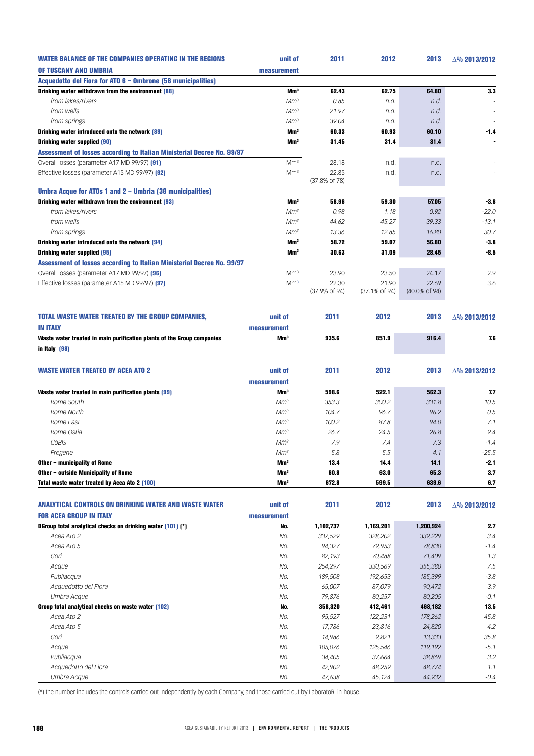| WATER BALANCE OF THE COMPANIES OPERATING IN THE REGIONS OF TUSCANY AND UMBRIA | unit of measurement | 2011 | 2012 | 2013 | Δ% 2013/2012 |
|---|---|---|---|---|---|
| **Acquedotto del Fiora for ATO 6 – Ombrone (56 municipalities)** | | | | | |
| **Drinking water withdrawn from the environment (88)** | **Mm³** | **62.43** | **62.75** | **64.80** | **3.3** |
| *from lakes/rivers* | *Mm³* | *0.85* | *n.d.* | *n.d.* | - |
| *from wells* | *Mm³* | *21.97* | *n.d.* | *n.d.* | - |
| *from springs* | *Mm³* | *39.04* | *n.d.* | *n.d.* | - |
| **Drinking water introduced onto the network (89)** | **Mm³** | **60.33** | **60.93** | **60.10** | **-1.4** |
| **Drinking water supplied (90)** | **Mm³** | **31.45** | **31.4** | **31.4** | **-** |
| **Assessment of losses according to Italian Ministerial Decree No. 99/97** | | | | | |
| Overall losses (parameter A17 MD 99/97) **(91)** | Mm³ | 28.18 | n.d. | n.d. | - |
| Effective losses (parameter A15 MD 99/97) **(92)** | Mm³ | 22.85 (37.8% of 78) | n.d. | n.d. | - |
| **Umbra Acque for ATOs 1 and 2 – Umbria (38 municipalities)** | | | | | |
| **Drinking water withdrawn from the environment (93)** | **Mm³** | **58.96** | **59.30** | **57.05** | **-3.8** |
| *from lakes/rivers* | *Mm³* | *0.98* | *1.18* | *0.92* | *-22.0* |
| *from wells* | *Mm³* | *44.62* | *45.27* | *39.33* | *-13.1* |
| *from springs* | *Mm³* | *13.36* | *12.85* | *16.80* | *30.7* |
| **Drinking water introduced onto the network (94)** | **Mm³** | **58.72** | **59.07** | **56.80** | **-3.8** |
| **Drinking water supplied (95)** | **Mm³** | **30.63** | **31.09** | **28.45** | **-8.5** |
| **Assessment of losses according to Italian Ministerial Decree No. 99/97** | | | | | |
| Overall losses (parameter A17 MD 99/97) **(96)** | Mm³ | 23.90 | 23.50 | 24.17 | 2.9 |
| Effective losses (parameter A15 MD 99/97) **(97)** | Mm³ | 22.30 (37.9% of 94) | 21.90 (37.1% of 94) | 22.69 (40.0% of 94) | 3.6 |

| TOTAL WASTE WATER TREATED BY THE GROUP COMPANIES, IN ITALY | unit of measurement | 2011 | 2012 | 2013 | Δ% 2013/2012 |
|---|---|---|---|---|---|
| **Waste water treated in main purification plants of the Group companies in Italy (98)** | **Mm³** | **935.6** | **851.9** | **916.4** | **7.6** |

| WASTE WATER TREATED BY ACEA ATO 2 | unit of measurement | 2011 | 2012 | 2013 | Δ% 2013/2012 |
|---|---|---|---|---|---|
| **Waste water treated in main purification plants (99)** | **Mm³** | **598.6** | **522.1** | **562.3** | **7.7** |
| *Rome South* | *Mm³* | *353.3* | *300.2* | *331.8* | *10.5* |
| *Rome North* | *Mm³* | *104.7* | *96.7* | *96.2* | *0.5* |
| *Rome East* | *Mm³* | *100.2* | *87.8* | *94.0* | *7.1* |
| *Rome Ostia* | *Mm³* | *26.7* | *24.5* | *26.8* | *9.4* |
| *CoBIS* | *Mm³* | *7.9* | *7.4* | *7.3* | *-1.4* |
| *Fregene* | *Mm³* | *5.8* | *5.5* | *4.1* | *-25.5* |
| **Other – municipality of Rome** | **Mm³** | **13.4** | **14.4** | **14.1** | **-2.1** |
| **Other – outside Municipality of Rome** | **Mm³** | **60.8** | **63.0** | **65.3** | **3.7** |
| **Total waste water treated by Acea Ato 2 (100)** | **Mm³** | **672.8** | **599.5** | **639.6** | **6.7** |

| ANALYTICAL CONTROLS ON DRINKING WATER AND WASTE WATER FOR ACEA GROUP IN ITALY | unit of measurement | 2011 | 2012 | 2013 | Δ% 2013/2012 |
|---|---|---|---|---|---|
| **DGroup total analytical checks on drinking water (101) (*)** | **No.** | **1,102,737** | **1,169,201** | **1,200,924** | **2.7** |
| *Acea Ato 2* | *No.* | *337,529* | *328,202* | *339,229* | *3.4* |
| *Acea Ato 5* | *No.* | *94,327* | *79,953* | *78,830* | *-1.4* |
| *Gori* | *No.* | *82,193* | *70,488* | *71,409* | *1.3* |
| *Acque* | *No.* | *254,297* | *330,569* | *355,380* | *7.5* |
| *Publiacqua* | *No.* | *189,508* | *192,653* | *185,399* | *-3.8* |
| *Acquedotto del Fiora* | *No.* | *65,007* | *87,079* | *90,472* | *3.9* |
| *Umbra Acque* | *No.* | *79,876* | *80,257* | *80,205* | *-0.1* |
| **Group total analytical checks on waste water (102)** | **No.** | **358,320** | **412,461** | **468,182** | **13.5** |
| *Acea Ato 2* | *No.* | *95,527* | *122,231* | *178,262* | *45.8* |
| *Acea Ato 5* | *No.* | *17,786* | *23,816* | *24,820* | *4.2* |
| *Gori* | *No.* | *14,986* | *9,821* | *13,333* | *35.8* |
| *Acque* | *No.* | *105,076* | *125,546* | *119,192* | *-5.1* |
| *Publiacqua* | *No.* | *34,405* | *37,664* | *38,869* | *3.2* |
| *Acquedotto del Fiora* | *No.* | *42,902* | *48,259* | *48,774* | *1.1* |
| *Umbra Acque* | *No.* | *47,638* | *45,124* | *44,932* | *-0.4* |

(*) the number includes the controls carried out independently by each Company, and those carried out by LaboratoRI in-house.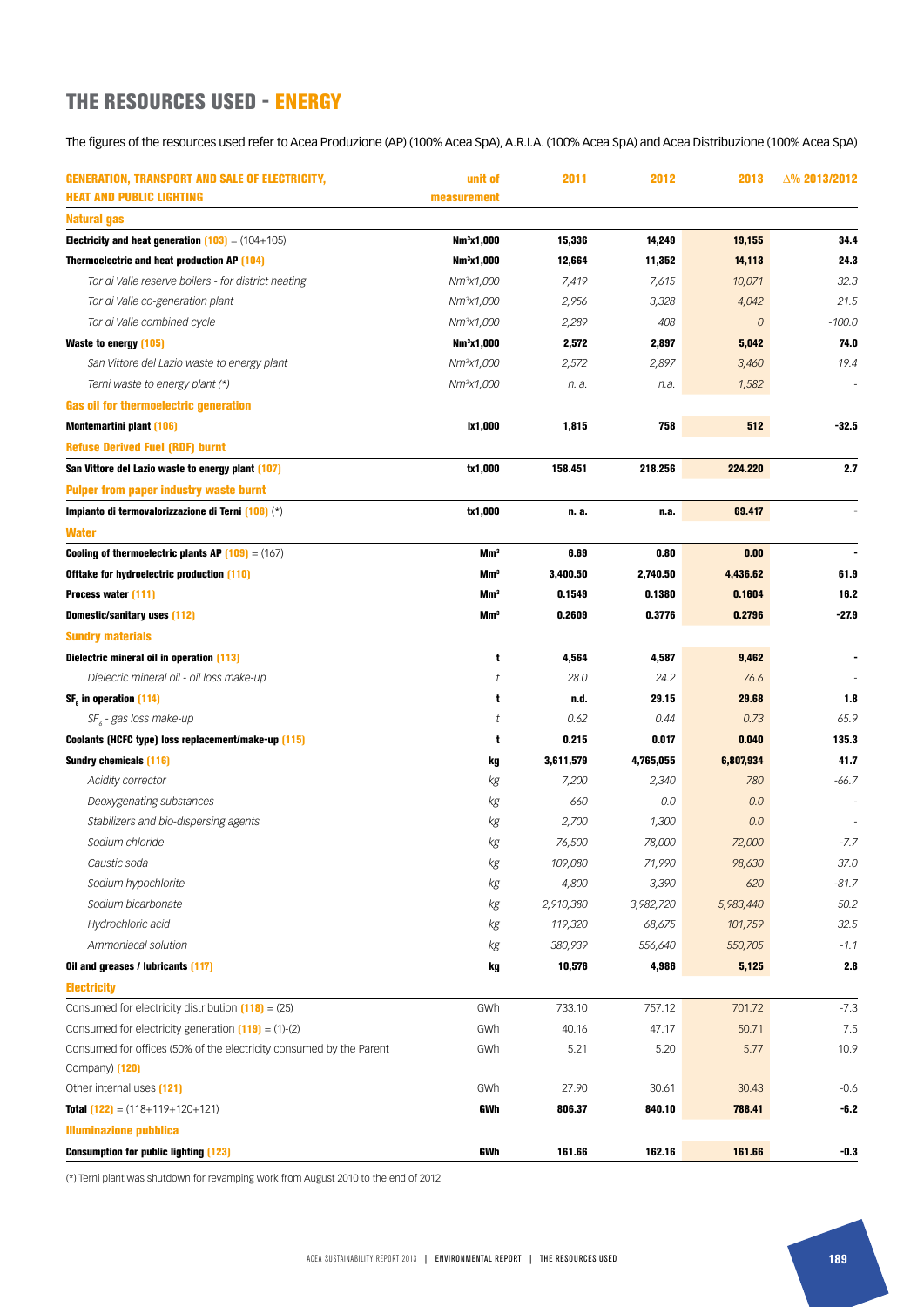## THE RESOURCES USED - ENERGY

The figures of the resources used refer to Acea Produzione (AP) (100% Acea SpA), A.R.I.A. (100% Acea SpA) and Acea Distribuzione (100% Acea SpA)

| GENERATION, TRANSPORT AND SALE OF ELECTRICITY, HEAT AND PUBLIC LIGHTING | unit of measurement | 2011 | 2012 | 2013 | Δ% 2013/2012 |
|---|---|---|---|---|---|
| **Natural gas** | | | | | |
| **Electricity and heat generation (103)** = (104+105) | **Nm³x1,000** | **15,336** | **14,249** | **19,155** | **34.4** |
| **Thermoelectric and heat production AP (104)** | **Nm³x1,000** | **12,664** | **11,352** | **14,113** | **24.3** |
| *Tor di Valle reserve boilers - for district heating* | *Nm³x1,000* | *7,419* | *7,615* | *10,071* | *32.3* |
| *Tor di Valle co-generation plant* | *Nm³x1,000* | *2,956* | *3,328* | *4,042* | *21.5* |
| *Tor di Valle combined cycle* | *Nm³x1,000* | *2,289* | *408* | *0* | *-100.0* |
| **Waste to energy (105)** | **Nm³x1,000** | **2,572** | **2,897** | **5,042** | **74.0** |
| *San Vittore del Lazio waste to energy plant* | *Nm³x1,000* | *2,572* | *2,897* | *3,460* | *19.4* |
| *Terni waste to energy plant (\*)* | *Nm³x1,000* | *n. a.* | *n.a.* | *1,582* | *-* |
| **Gas oil for thermoelectric generation** | | | | | |
| **Montemartini plant (106)** | **lx1,000** | **1,815** | **758** | **512** | **-32.5** |
| **Refuse Derived Fuel (RDF) burnt** | | | | | |
| **San Vittore del Lazio waste to energy plant (107)** | **tx1,000** | **158.451** | **218.256** | **224.220** | **2.7** |
| **Pulper from paper industry waste burnt** | | | | | |
| **Impianto di termovalorizzazione di Terni (108)** (\*) | **tx1,000** | **n. a.** | **n.a.** | **69.417** | **-** |
| **Water** | | | | | |
| **Cooling of thermoelectric plants AP (109)** = (167) | **Mm³** | **6.69** | **0.80** | **0.00** | **-** |
| **Offtake for hydroelectric production (110)** | **Mm³** | **3,400.50** | **2,740.50** | **4,436.62** | **61.9** |
| **Process water (111)** | **Mm³** | **0.1549** | **0.1380** | **0.1604** | **16.2** |
| **Domestic/sanitary uses (112)** | **Mm³** | **0.2609** | **0.3776** | **0.2796** | **-27.9** |
| **Sundry materials** | | | | | |
| **Dielectric mineral oil in operation (113)** | **t** | **4,564** | **4,587** | **9,462** | **-** |
| *Dielecric mineral oil - oil loss make-up* | *t* | *28.0* | *24.2* | *76.6* | *-* |
| **$SF_6$ in operation (114)** | **t** | **n.d.** | **29.15** | **29.68** | **1.8** |
| *$SF_6$ - gas loss make-up* | *t* | *0.62* | *0.44* | *0.73* | *65.9* |
| **Coolants (HCFC type) loss replacement/make-up (115)** | **t** | **0.215** | **0.017** | **0.040** | **135.3** |
| **Sundry chemicals (116)** | **kg** | **3,611,579** | **4,765,055** | **6,807,934** | **41.7** |
| *Acidity corrector* | *kg* | *7,200* | *2,340* | *780* | *-66.7* |
| *Deoxygenating substances* | *kg* | *660* | *0.0* | *0.0* | *-* |
| *Stabilizers and bio-dispersing agents* | *kg* | *2,700* | *1,300* | *0.0* | *-* |
| *Sodium chloride* | *kg* | *76,500* | *78,000* | *72,000* | *-7.7* |
| *Caustic soda* | *kg* | *109,080* | *71,990* | *98,630* | *37.0* |
| *Sodium hypochlorite* | *kg* | *4,800* | *3,390* | *620* | *-81.7* |
| *Sodium bicarbonate* | *kg* | *2,910,380* | *3,982,720* | *5,983,440* | *50.2* |
| *Hydrochloric acid* | *kg* | *119,320* | *68,675* | *101,759* | *32.5* |
| *Ammoniacal solution* | *kg* | *380,939* | *556,640* | *550,705* | *-1.1* |
| **Oil and greases / lubricants (117)** | **kg** | **10,576** | **4,986** | **5,125** | **2.8** |
| **Electricity** | | | | | |
| Consumed for electricity distribution **(118)** = (25) | GWh | 733.10 | 757.12 | 701.72 | -7.3 |
| Consumed for electricity generation **(119)** = (1)-(2) | GWh | 40.16 | 47.17 | 50.71 | 7.5 |
| Consumed for offices (50% of the electricity consumed by the Parent Company) **(120)** | GWh | 5.21 | 5.20 | 5.77 | 10.9 |
| Other internal uses **(121)** | GWh | 27.90 | 30.61 | 30.43 | -0.6 |
| **Total (122)** = (118+119+120+121) | **GWh** | **806.37** | **840.10** | **788.41** | **-6.2** |
| **Illuminazione pubblica** | | | | | |
| **Consumption for public lighting (123)** | **GWh** | **161.66** | **162.16** | **161.66** | **-0.3** |

(\*) Terni plant was shutdown for revamping work from August 2010 to the end of 2012.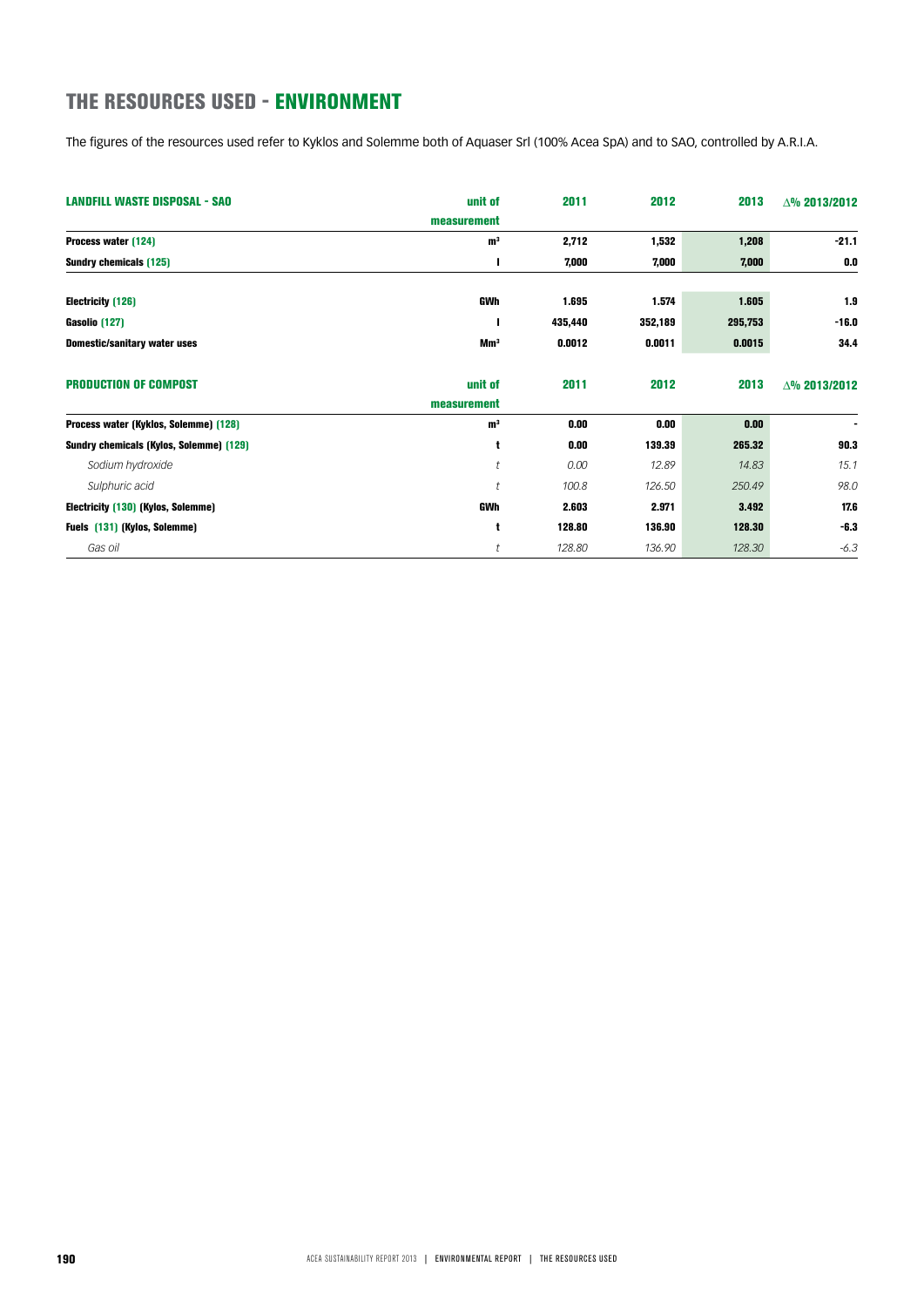# THE RESOURCES USED - ENVIRONMENT

The figures of the resources used refer to Kyklos and Solemme both of Aquaser Srl (100% Acea SpA) and to SAO, controlled by A.R.I.A.

| LANDFILL WASTE DISPOSAL - SAO | unit of measurement | 2011 | 2012 | 2013 | ∆% 2013/2012 |
|---|---|---|---|---|---|
| **Process water (124)** | m³ | 2,712 | 1,532 | 1,208 | -21.1 |
| **Sundry chemicals (125)** | l | 7,000 | 7,000 | 7,000 | 0.0 |
| **Electricity (126)** | GWh | 1.695 | 1.574 | 1.605 | 1.9 |
| **Gasolio (127)** | l | 435,440 | 352,189 | 295,753 | -16.0 |
| **Domestic/sanitary water uses** | Mm³ | 0.0012 | 0.0011 | 0.0015 | 34.4 |

| PRODUCTION OF COMPOST | unit of measurement | 2011 | 2012 | 2013 | ∆% 2013/2012 |
|---|---|---|---|---|---|
| **Process water (Kyklos, Solemme) (128)** | m³ | 0.00 | 0.00 | 0.00 | - |
| **Sundry chemicals (Kylos, Solemme) (129)** | t | 0.00 | 139.39 | 265.32 | 90.3 |
| *Sodium hydroxide* | *t* | *0.00* | *12.89* | *14.83* | *15.1* |
| *Sulphuric acid* | *t* | *100.8* | *126.50* | *250.49* | *98.0* |
| **Electricity (130) (Kylos, Solemme)** | GWh | 2.603 | 2.971 | 3.492 | 17.6 |
| **Fuels (131) (Kylos, Solemme)** | t | 128.80 | 136.90 | 128.30 | -6.3 |
| *Gas oil* | *t* | *128.80* | *136.90* | *128.30* | *-6.3* |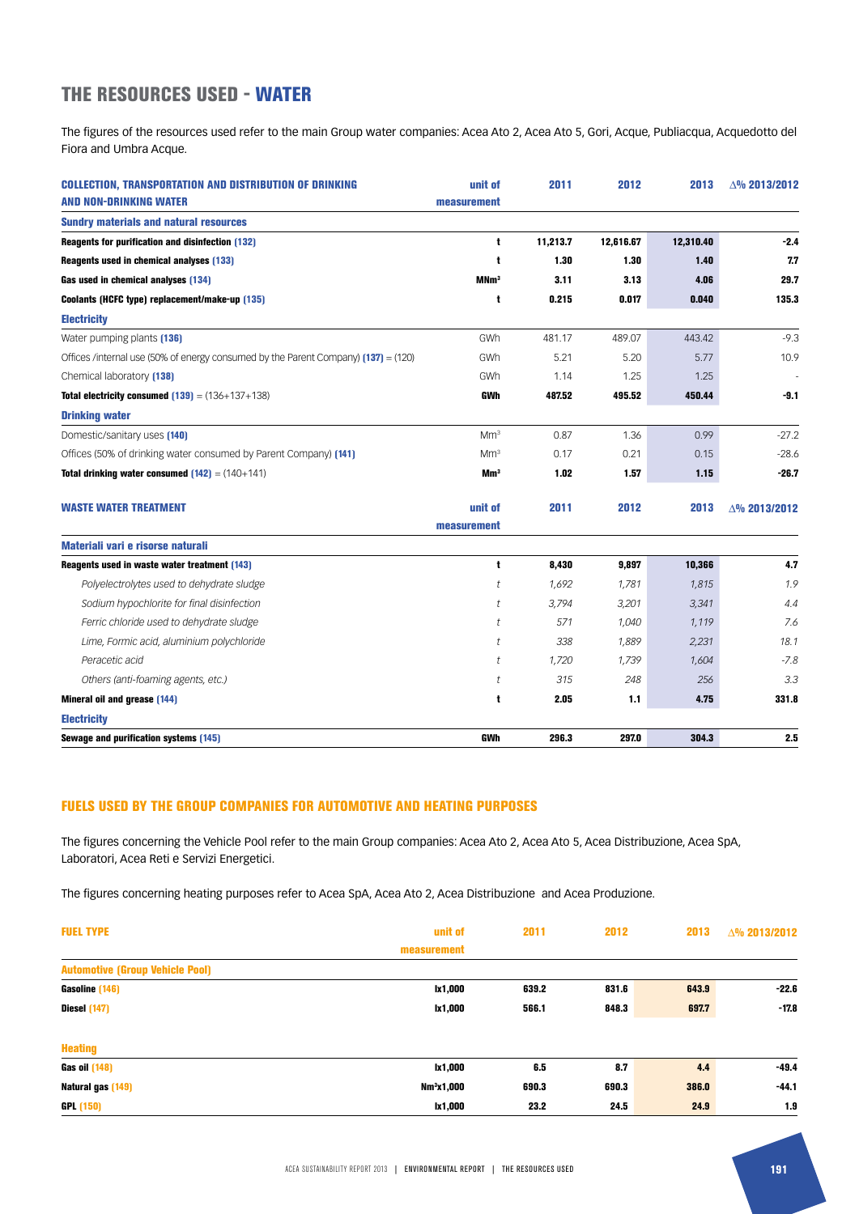## THE RESOURCES USED - WATER

The figures of the resources used refer to the main Group water companies: Acea Ato 2, Acea Ato 5, Gori, Acque, Publiacqua, Acquedotto del Fiora and Umbra Acque.

| COLLECTION, TRANSPORTATION AND DISTRIBUTION OF DRINKING AND NON-DRINKING WATER | unit of measurement | 2011 | 2012 | 2013 | ∆% 2013/2012 |
|---|---|---|---|---|---|
| **Sundry materials and natural resources** | | | | | |
| **Reagents for purification and disinfection (132)** | **t** | **11,213.7** | **12,616.67** | **12,310.40** | **-2.4** |
| **Reagents used in chemical analyses (133)** | **t** | **1.30** | **1.30** | **1.40** | **7.7** |
| **Gas used in chemical analyses (134)** | **MNm³** | **3.11** | **3.13** | **4.06** | **29.7** |
| **Coolants (HCFC type) replacement/make-up (135)** | **t** | **0.215** | **0.017** | **0.040** | **135.3** |
| **Electricity** | | | | | |
| Water pumping plants (136) | GWh | 481.17 | 489.07 | 443.42 | -9.3 |
| Offices /internal use (50% of energy consumed by the Parent Company) (137) = (120) | GWh | 5.21 | 5.20 | 5.77 | 10.9 |
| Chemical laboratory (138) | GWh | 1.14 | 1.25 | 1.25 | - |
| **Total electricity consumed (139)** = (136+137+138) | **GWh** | **487.52** | **495.52** | **450.44** | **-9.1** |
| **Drinking water** | | | | | |
| Domestic/sanitary uses (140) | Mm³ | 0.87 | 1.36 | 0.99 | -27.2 |
| Offices (50% of drinking water consumed by Parent Company) (141) | Mm³ | 0.17 | 0.21 | 0.15 | -28.6 |
| **Total drinking water consumed (142)** = (140+141) | **Mm³** | **1.02** | **1.57** | **1.15** | **-26.7** |

| WASTE WATER TREATMENT | unit of measurement | 2011 | 2012 | 2013 | ∆% 2013/2012 |
|---|---|---|---|---|---|
| **Materiali vari e risorse naturali** | | | | | |
| **Reagents used in waste water treatment (143)** | **t** | **8,430** | **9,897** | **10,366** | **4.7** |
| *Polyelectrolytes used to dehydrate sludge* | *t* | *1,692* | *1,781* | *1,815* | *1.9* |
| *Sodium hypochlorite for final disinfection* | *t* | *3,794* | *3,201* | *3,341* | *4.4* |
| *Ferric chloride used to dehydrate sludge* | *t* | *571* | *1,040* | *1,119* | *7.6* |
| *Lime, Formic acid, aluminium polychloride* | *t* | *338* | *1,889* | *2,231* | *18.1* |
| *Peracetic acid* | *t* | *1,720* | *1,739* | *1,604* | *-7.8* |
| *Others (anti-foaming agents, etc.)* | *t* | *315* | *248* | *256* | *3.3* |
| **Mineral oil and grease (144)** | **t** | **2.05** | **1.1** | **4.75** | **331.8** |
| **Electricity** | | | | | |
| **Sewage and purification systems (145)** | **GWh** | **296.3** | **297.0** | **304.3** | **2.5** |

### FUELS USED BY THE GROUP COMPANIES FOR AUTOMOTIVE AND HEATING PURPOSES

The figures concerning the Vehicle Pool refer to the main Group companies: Acea Ato 2, Acea Ato 5, Acea Distribuzione, Acea SpA, Laboratori, Acea Reti e Servizi Energetici.

The figures concerning heating purposes refer to Acea SpA, Acea Ato 2, Acea Distribuzione and Acea Produzione.

| FUEL TYPE | unit of measurement | 2011 | 2012 | 2013 | ∆% 2013/2012 |
|---|---|---|---|---|---|
| **Automotive (Group Vehicle Pool)** | | | | | |
| **Gasoline (146)** | **lx1,000** | **639.2** | **831.6** | **643.9** | **-22.6** |
| **Diesel (147)** | **lx1,000** | **566.1** | **848.3** | **697.7** | **-17.8** |
| **Heating** | | | | | |
| **Gas oil (148)** | **lx1,000** | **6.5** | **8.7** | **4.4** | **-49.4** |
| **Natural gas (149)** | **Nm³x1,000** | **690.3** | **690.3** | **386.0** | **-44.1** |
| **GPL (150)** | **lx1,000** | **23.2** | **24.5** | **24.9** | **1.9** |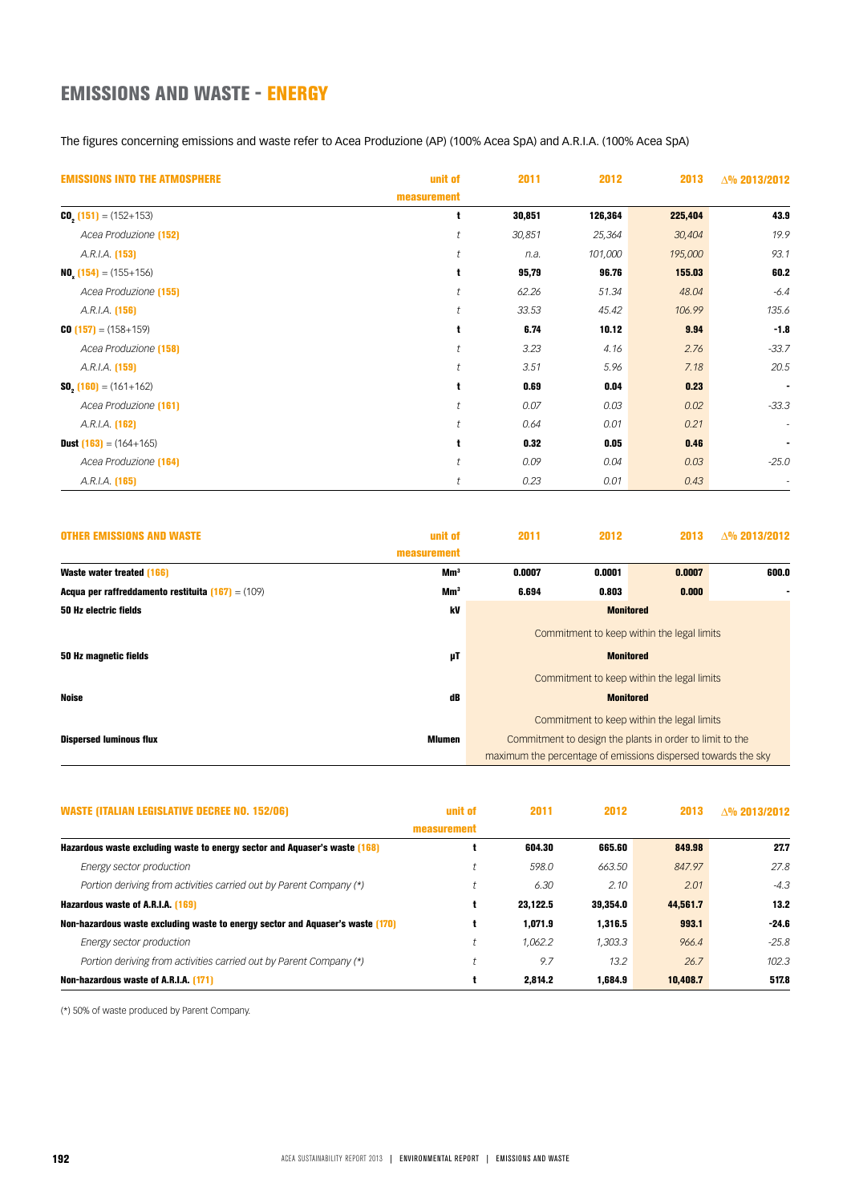# EMISSIONS AND WASTE - ENERGY

The figures concerning emissions and waste refer to Acea Produzione (AP) (100% Acea SpA) and A.R.I.A. (100% Acea SpA)

| EMISSIONS INTO THE ATMOSPHERE | unit of measurement | 2011 | 2012 | 2013 | ∆% 2013/2012 |
|---|---|---|---|---|---|
| **$CO_2$ (151)** = (152+153) | **t** | **30,851** | **126,364** | **225,404** | **43.9** |
| *Acea Produzione (152)* | *t* | *30,851* | *25,364* | *30,404* | *19.9* |
| *A.R.I.A. (153)* | *t* | *n.a.* | *101,000* | *195,000* | *93.1* |
| **$NO_x$ (154)** = (155+156) | **t** | **95,79** | **96.76** | **155.03** | **60.2** |
| *Acea Produzione (155)* | *t* | *62.26* | *51.34* | *48.04* | *-6.4* |
| *A.R.I.A. (156)* | *t* | *33.53* | *45.42* | *106.99* | *135.6* |
| **CO (157)** = (158+159) | **t** | **6.74** | **10.12** | **9.94** | **-1.8** |
| *Acea Produzione (158)* | *t* | *3.23* | *4.16* | *2.76* | *-33.7* |
| *A.R.I.A. (159)* | *t* | *3.51* | *5.96* | *7.18* | *20.5* |
| **$SO_2$ (160)** = (161+162) | **t** | **0.69** | **0.04** | **0.23** | **-** |
| *Acea Produzione (161)* | *t* | *0.07* | *0.03* | *0.02* | *-33.3* |
| *A.R.I.A. (162)* | *t* | *0.64* | *0.01* | *0.21* | *-* |
| **Dust (163)** = (164+165) | **t** | **0.32** | **0.05** | **0.46** | **-** |
| *Acea Produzione (164)* | *t* | *0.09* | *0.04* | *0.03* | *-25.0* |
| *A.R.I.A. (165)* | *t* | *0.23* | *0.01* | *0.43* | *-* |

| OTHER EMISSIONS AND WASTE | unit of measurement | 2011 | 2012 | 2013 | ∆% 2013/2012 |
|---|---|---|---|---|---|
| **Waste water treated (166)** | **Mm³** | **0.0007** | **0.0001** | **0.0007** | **600.0** |
| **Acqua per raffreddamento restituita (167)** = (109) | **Mm³** | **6.694** | **0.803** | **0.000** | **-** |
| **50 Hz electric fields** | **kV** | **Monitored** Commitment to keep within the legal limits | | | |
| **50 Hz magnetic fields** | **μT** | **Monitored** Commitment to keep within the legal limits | | | |
| **Noise** | **dB** | **Monitored** Commitment to keep within the legal limits | | | |
| **Dispersed luminous flux** | **Mlumen** | Commitment to design the plants in order to limit to the maximum the percentage of emissions dispersed towards the sky | | | |

| WASTE (ITALIAN LEGISLATIVE DECREE NO. 152/06) | unit of measurement | 2011 | 2012 | 2013 | ∆% 2013/2012 |
|---|---|---|---|---|---|
| **Hazardous waste excluding waste to energy sector and Aquaser's waste (168)** | **t** | **604.30** | **665.60** | **849.98** | **27.7** |
| *Energy sector production* | *t* | *598.0* | *663.50* | *847.97* | *27.8* |
| *Portion deriving from activities carried out by Parent Company (\*)* | *t* | *6.30* | *2.10* | *2.01* | *-4.3* |
| **Hazardous waste of A.R.I.A. (169)** | **t** | **23,122.5** | **39,354.0** | **44,561.7** | **13.2** |
| **Non-hazardous waste excluding waste to energy sector and Aquaser's waste (170)** | **t** | **1,071.9** | **1,316.5** | **993.1** | **-24.6** |
| *Energy sector production* | *t* | *1,062.2* | *1,303.3* | *966.4* | *-25.8* |
| *Portion deriving from activities carried out by Parent Company (\*)* | *t* | *9.7* | *13.2* | *26.7* | *102.3* |
| **Non-hazardous waste of A.R.I.A. (171)** | **t** | **2,814.2** | **1,684.9** | **10,408.7** | **517.8** |

(*) 50% of waste produced by Parent Company.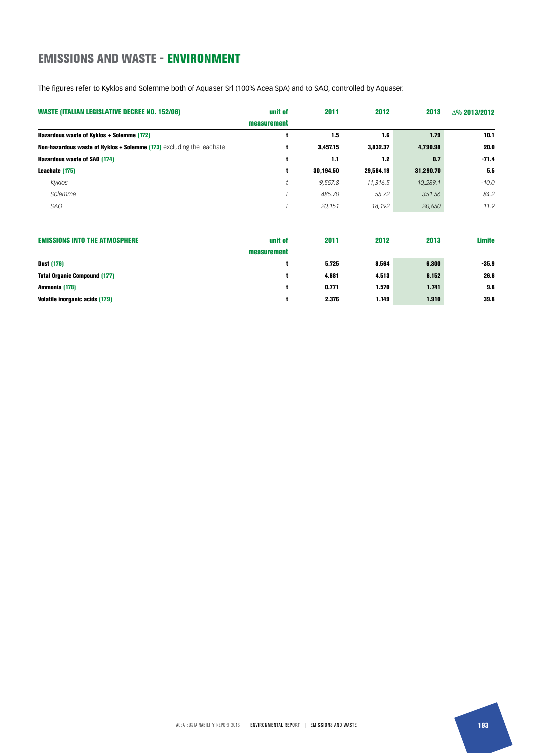# EMISSIONS AND WASTE - ENVIRONMENT

The figures refer to Kyklos and Solemme both of Aquaser Srl (100% Acea SpA) and to SAO, controlled by Aquaser.

| WASTE (ITALIAN LEGISLATIVE DECREE NO. 152/06) | unit of measurement | 2011 | 2012 | 2013 | ∆% 2013/2012 |
|---|---|---|---|---|---|
| **Hazardous waste of Kyklos + Solemme (172)** | **t** | **1.5** | **1.6** | **1.79** | **10.1** |
| **Non-hazardous waste of Kyklos + Solemme (173)** excluding the leachate | **t** | **3,457.15** | **3,832.37** | **4,790.98** | **20.0** |
| **Hazardous waste of SAO (174)** | **t** | **1.1** | **1.2** | **0.7** | **-71.4** |
| **Leachate (175)** | **t** | **30,194.50** | **29,564.19** | **31,290.70** | **5.5** |
| *Kyklos* | *t* | *9,557.8* | *11,316.5* | *10,289.1* | *-10.0* |
| *Solemme* | *t* | *485.70* | *55.72* | *351.56* | *84.2* |
| *SAO* | *t* | *20,151* | *18,192* | *20,650* | *11.9* |

| EMISSIONS INTO THE ATMOSPHERE | unit of measurement | 2011 | 2012 | 2013 | Limite |
|---|---|---|---|---|---|
| **Dust (176)** | **t** | **5.725** | **8.564** | **6.300** | **-35.9** |
| **Total Organic Compound (177)** | **t** | **4.681** | **4.513** | **6.152** | **26.6** |
| **Ammonia (178)** | **t** | **0.771** | **1.570** | **1.741** | **9.8** |
| **Volatile inorganic acids (179)** | **t** | **2.376** | **1.149** | **1.910** | **39.8** |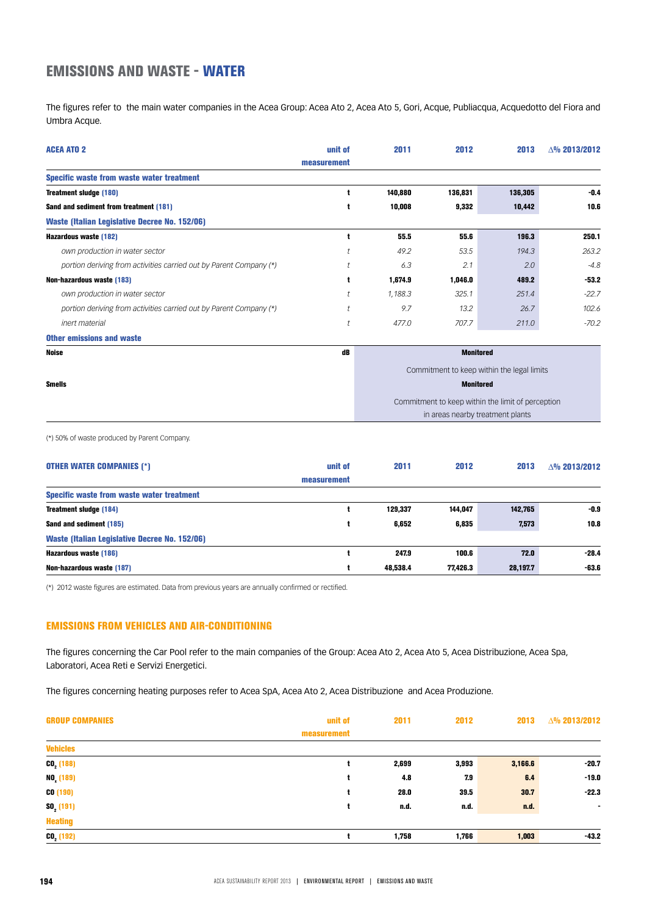## EMISSIONS AND WASTE - WATER

The figures refer to the main water companies in the Acea Group: Acea Ato 2, Acea Ato 5, Gori, Acque, Publiacqua, Acquedotto del Fiora and Umbra Acque.

| ACEA ATO 2 | unit of measurement | 2011 | 2012 | 2013 | Δ% 2013/2012 |
|---|---|---|---|---|---|
| **Specific waste from waste water treatment** | | | | | |
| **Treatment sludge (180)** | t | 140,880 | 136,831 | 136,305 | -0.4 |
| **Sand and sediment from treatment (181)** | t | 10,008 | 9,332 | 10,442 | 10.6 |
| **Waste (Italian Legislative Decree No. 152/06)** | | | | | |
| **Hazardous waste (182)** | t | 55.5 | 55.6 | 196.3 | 250.1 |
| *own production in water sector* | *t* | *49.2* | *53.5* | *194.3* | *263.2* |
| *portion deriving from activities carried out by Parent Company (\*)* | *t* | *6.3* | *2.1* | *2.0* | *-4.8* |
| **Non-hazardous waste (183)** | t | 1,674.9 | 1,046.0 | 489.2 | -53.2 |
| *own production in water sector* | *t* | *1,188.3* | *325.1* | *251.4* | *-22.7* |
| *portion deriving from activities carried out by Parent Company (\*)* | *t* | *9.7* | *13.2* | *26.7* | *102.6* |
| *inert material* | *t* | *477.0* | *707.7* | *211.0* | *-70.2* |
| **Other emissions and waste** | | | | | |
| **Noise** | dB | **Monitored** — Commitment to keep within the legal limits | | | |
| **Smells** | | **Monitored** — Commitment to keep within the limit of perception in areas nearby treatment plants | | | |

(\*) 50% of waste produced by Parent Company.

| OTHER WATER COMPANIES (\*) | unit of measurement | 2011 | 2012 | 2013 | Δ% 2013/2012 |
|---|---|---|---|---|---|
| **Specific waste from waste water treatment** | | | | | |
| **Treatment sludge (184)** | t | 129,337 | 144,047 | 142,765 | -0.9 |
| **Sand and sediment (185)** | t | 6,652 | 6,835 | 7,573 | 10.8 |
| **Waste (Italian Legislative Decree No. 152/06)** | | | | | |
| **Hazardous waste (186)** | t | 247.9 | 100.6 | 72.0 | -28.4 |
| **Non-hazardous waste (187)** | t | 48,538.4 | 77,426.3 | 28,197.7 | -63.6 |

(\*) 2012 waste figures are estimated. Data from previous years are annually confirmed or rectified.

### EMISSIONS FROM VEHICLES AND AIR-CONDITIONING

The figures concerning the Car Pool refer to the main companies of the Group: Acea Ato 2, Acea Ato 5, Acea Distribuzione, Acea Spa, Laboratori, Acea Reti e Servizi Energetici.

The figures concerning heating purposes refer to Acea SpA, Acea Ato 2, Acea Distribuzione and Acea Produzione.

| GROUP COMPANIES | unit of measurement | 2011 | 2012 | 2013 | Δ% 2013/2012 |
|---|---|---|---|---|---|
| **Vehicles** | | | | | |
| **$CO_2$ (188)** | t | 2,699 | 3,993 | 3,166.6 | -20.7 |
| **$NO_x$ (189)** | t | 4.8 | 7.9 | 6.4 | -19.0 |
| **CO (190)** | t | 28.0 | 39.5 | 30.7 | -22.3 |
| **$SO_2$ (191)** | t | n.d. | n.d. | n.d. | - |
| **Heating** | | | | | |
| **$CO_2$ (192)** | t | 1,758 | 1,766 | 1,003 | -43.2 |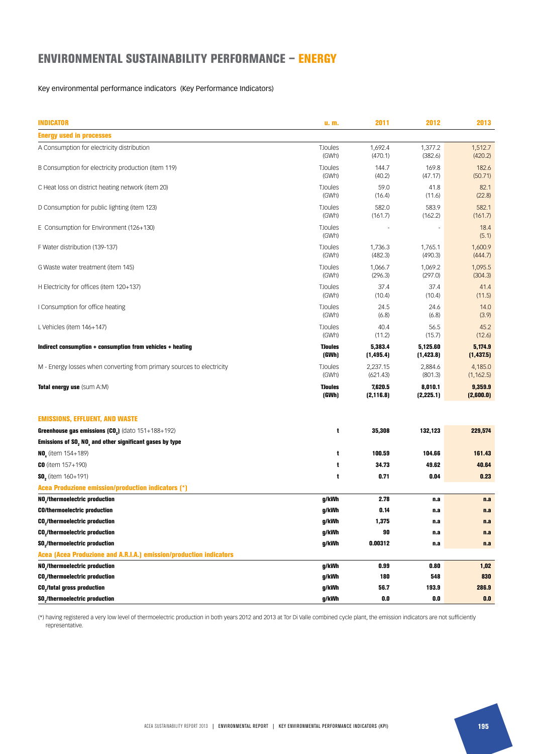# ENVIRONMENTAL SUSTAINABILITY PERFORMANCE – ENERGY

Key environmental performance indicators (Key Performance Indicators)

| INDICATOR | u. m. | 2011 | 2012 | 2013 |
|---|---|---|---|---|
| **Energy used in processes** | | | | |
| A Consumption for electricity distribution | TJoules (GWh) | 1,692.4 (470.1) | 1,377.2 (382.6) | 1,512.7 (420.2) |
| B Consumption for electricity production (item 119) | TJoules (GWh) | 144.7 (40.2) | 169.8 (47.17) | 182.6 (50.71) |
| C Heat loss on district heating network (item 20) | TJoules (GWh) | 59.0 (16.4) | 41.8 (11.6) | 82.1 (22.8) |
| D Consumption for public lighting (item 123) | TJoules (GWh) | 582.0 (161.7) | 583.9 (162.2) | 582.1 (161.7) |
| E Consumption for Environment (126+130) | TJoules (GWh) | - | - | 18.4 (5.1) |
| F Water distribution (139-137) | TJoules (GWh) | 1,736.3 (482.3) | 1,765.1 (490.3) | 1,600.9 (444.7) |
| G Waste water treatment (item 145) | TJoules (GWh) | 1,066.7 (296.3) | 1,069.2 (297.0) | 1,095.5 (304.3) |
| H Electricity for offices (item 120+137) | TJoules (GWh) | 37.4 (10.4) | 37.4 (10.4) | 41.4 (11.5) |
| I Consumption for office heating | TJoules (GWh) | 24.5 (6.8) | 24.6 (6.8) | 14.0 (3.9) |
| L Vehicles (item 146+147) | TJoules (GWh) | 40.4 (11.2) | 56.5 (15.7) | 45.2 (12.6) |
| **Indirect consumption + consumption from vehicles + heating** | **TJoules (GWh)** | **5,383.4 (1,495.4)** | **5,125.60 (1,423.8)** | **5,174.9 (1,437.5)** |
| M - Energy losses when converting from primary sources to electricity | TJoules (GWh) | 2,237.15 (621.43) | 2,884.6 (801.3) | 4,185.0 (1,162.5) |
| **Total energy use** (sum A:M) | **TJoules (GWh)** | **7,620.5 (2,116.8)** | **8,010.1 (2,225.1)** | **9,359.9 (2,600.0)** |
| **EMISSIONS, EFFLUENT, AND WASTE** | | | | |
| **Greenhouse gas emissions ($CO_2$)** (dato 151+188+192) | t | **35,308** | **132,123** | **229,574** |
| **Emissions of $SO_2$ $NO_x$ and other significant gases by type** | | | | |
| **$NO_x$** (item 154+189) | t | **100.59** | **104.66** | **161.43** |
| **CO** (item 157+190) | t | **34.73** | **49.62** | **40.64** |
| **$SO_2$** (item 160+191) | t | **0.71** | **0.04** | **0.23** |
| **Acea Produzione emission/production indicators (\*)** | | | | |
| **$NO_x$/thermoelectric production** | g/kWh | **2.78** | **n.a** | **n.a** |
| **CO/thermoelectric production** | g/kWh | **0.14** | **n.a** | **n.a** |
| **$CO_2$/thermoelectric production** | g/kWh | **1,375** | **n.a** | **n.a** |
| **$CO_2$/thermoelectric production** | g/kWh | **90** | **n.a** | **n.a** |
| **$SO_2$/thermoelectric production** | g/kWh | **0.00312** | **n.a** | **n.a** |
| **Acea (Acea Produzione and A.R.I.A.) emission/production indicators** | | | | |
| **$NO_x$/thermoelectric production** | g/kWh | **0.99** | **0.80** | **1,02** |
| **$CO_2$/thermoelectric production** | g/kWh | **180** | **548** | **830** |
| **$CO_2$/total gross production** | g/kWh | **56.7** | **193.9** | **286.9** |
| **$SO_2$/thermoelectric production** | g/kWh | **0.0** | **0.0** | **0.0** |

(*) having registered a very low level of thermoelectric production in both years 2012 and 2013 at Tor Di Valle combined cycle plant, the emission indicators are not sufficiently representative.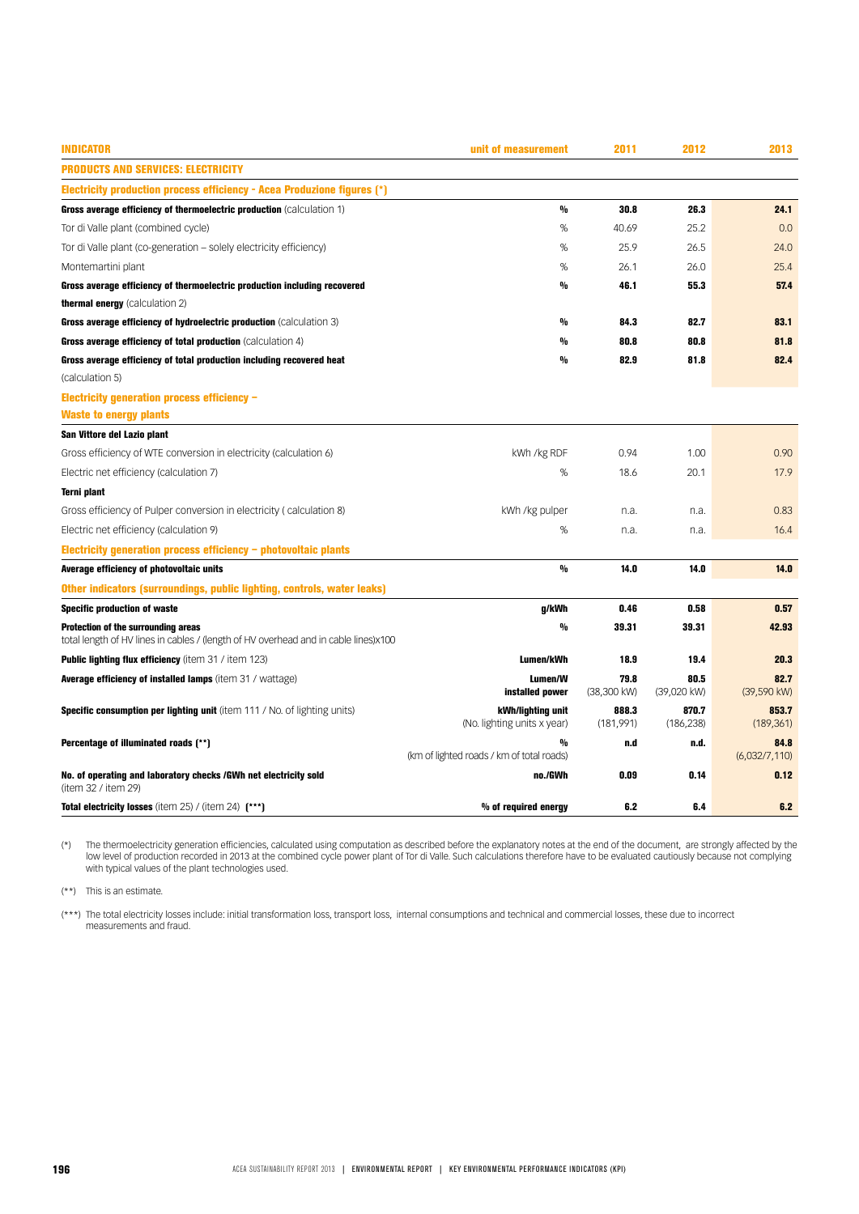| INDICATOR | unit of measurement | 2011 | 2012 | 2013 |
|---|---|---|---|---|
| **PRODUCTS AND SERVICES: ELECTRICITY** | | | | |
| **Electricity production process efficiency - Acea Produzione figures (*)** | | | | |
| **Gross average efficiency of thermoelectric production** (calculation 1) | **%** | **30.8** | **26.3** | **24.1** |
| Tor di Valle plant (combined cycle) | % | 40.69 | 25.2 | 0.0 |
| Tor di Valle plant (co-generation – solely electricity efficiency) | % | 25.9 | 26.5 | 24.0 |
| Montemartini plant | % | 26.1 | 26.0 | 25.4 |
| **Gross average efficiency of thermoelectric production including recovered thermal energy** (calculation 2) | **%** | **46.1** | **55.3** | **57.4** |
| **Gross average efficiency of hydroelectric production** (calculation 3) | **%** | **84.3** | **82.7** | **83.1** |
| **Gross average efficiency of total production** (calculation 4) | **%** | **80.8** | **80.8** | **81.8** |
| **Gross average efficiency of total production including recovered heat** (calculation 5) | **%** | **82.9** | **81.8** | **82.4** |
| **Electricity generation process efficiency – Waste to energy plants** | | | | |
| **San Vittore del Lazio plant** | | | | |
| Gross efficiency of WTE conversion in electricity (calculation 6) | kWh /kg RDF | 0.94 | 1.00 | 0.90 |
| Electric net efficiency (calculation 7) | % | 18.6 | 20.1 | 17.9 |
| **Terni plant** | | | | |
| Gross efficiency of Pulper conversion in electricity ( calculation 8) | kWh /kg pulper | n.a. | n.a. | 0.83 |
| Electric net efficiency (calculation 9) | % | n.a. | n.a. | 16.4 |
| **Electricity generation process efficiency – photovoltaic plants** | | | | |
| **Average efficiency of photovoltaic units** | **%** | **14.0** | **14.0** | **14.0** |
| **Other indicators (surroundings, public lighting, controls, water leaks)** | | | | |
| **Specific production of waste** | **g/kWh** | **0.46** | **0.58** | **0.57** |
| **Protection of the surrounding areas** total length of HV lines in cables / (length of HV overhead and in cable lines)x100 | **%** | **39.31** | **39.31** | **42.93** |
| **Public lighting flux efficiency** (item 31 / item 123) | **Lumen/kWh** | **18.9** | **19.4** | **20.3** |
| **Average efficiency of installed lamps** (item 31 / wattage) | **Lumen/W installed power** | **79.8** (38,300 kW) | **80.5** (39,020 kW) | **82.7** (39,590 kW) |
| **Specific consumption per lighting unit** (item 111 / No. of lighting units) | **kWh/lighting unit** (No. lighting units x year) | **888.3** (181,991) | **870.7** (186,238) | **853.7** (189,361) |
| **Percentage of illuminated roads (**)** | **%** (km of lighted roads / km of total roads) | **n.d** | **n.d.** | **84.8** (6,032/7,110) |
| **No. of operating and laboratory checks /GWh net electricity sold** (item 32 / item 29) | **no./GWh** | **0.09** | **0.14** | **0.12** |
| **Total electricity losses** (item 25) / (item 24) **(***)** | **% of required energy** | **6.2** | **6.4** | **6.2** |

(*) The thermoelectricity generation efficiencies, calculated using computation as described before the explanatory notes at the end of the document, are strongly affected by the low level of production recorded in 2013 at the combined cycle power plant of Tor di Valle. Such calculations therefore have to be evaluated cautiously because not complying with typical values of the plant technologies used.

(**) This is an estimate.

(***) The total electricity losses include: initial transformation loss, transport loss, internal consumptions and technical and commercial losses, these due to incorrect measurements and fraud.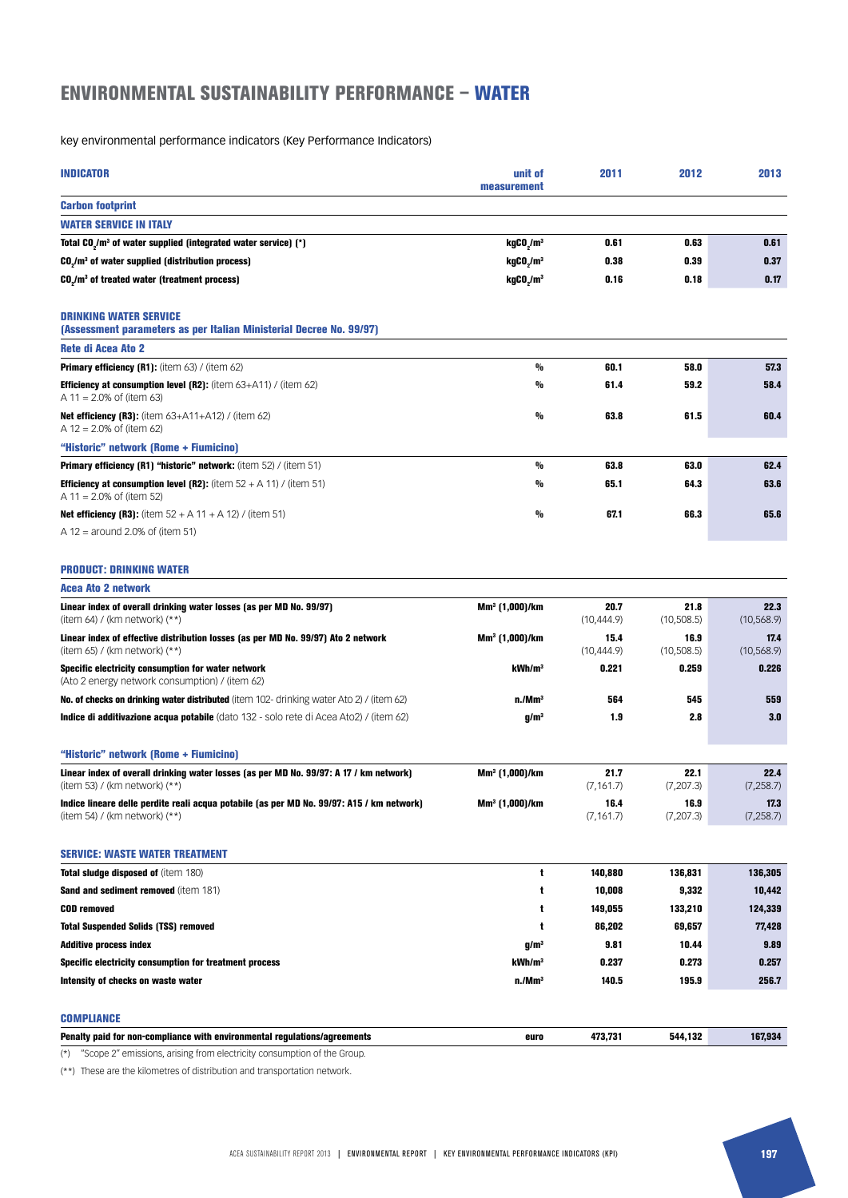# ENVIRONMENTAL SUSTAINABILITY PERFORMANCE – WATER

key environmental performance indicators (Key Performance Indicators)

| INDICATOR | unit of measurement | 2011 | 2012 | 2013 |
|---|---|---|---|---|
| **Carbon footprint** | | | | |
| **WATER SERVICE IN ITALY** | | | | |
| **Total $CO_2$/m³ of water supplied (integrated water service) (*)** | $kgCO_2/m^3$ | 0.61 | 0.63 | 0.61 |
| **$CO_2$/m³ of water supplied (distribution process)** | $kgCO_2/m^3$ | 0.38 | 0.39 | 0.37 |
| **$CO_2$/m³ of treated water (treatment process)** | $kgCO_2/m^3$ | 0.16 | 0.18 | 0.17 |
| **DRINKING WATER SERVICE (Assessment parameters as per Italian Ministerial Decree No. 99/97)** | | | | |
| **Rete di Acea Ato 2** | | | | |
| **Primary efficiency (R1):** (item 63) / (item 62) | % | 60.1 | 58.0 | 57.3 |
| **Efficiency at consumption level (R2):** (item 63+A11) / (item 62) A 11 = 2.0% of (item 63) | % | 61.4 | 59.2 | 58.4 |
| **Net efficiency (R3):** (item 63+A11+A12) / (item 62) A 12 = 2.0% of (item 62) | % | 63.8 | 61.5 | 60.4 |
| **"Historic" network (Rome + Fiumicino)** | | | | |
| **Primary efficiency (R1) "historic" network:** (item 52) / (item 51) | % | 63.8 | 63.0 | 62.4 |
| **Efficiency at consumption level (R2):** (item 52 + A 11) / (item 51) A 11 = 2.0% of (item 52) | % | 65.1 | 64.3 | 63.6 |
| **Net efficiency (R3):** (item 52 + A 11 + A 12) / (item 51) A 12 = around 2.0% of (item 51) | % | 67.1 | 66.3 | 65.6 |
| **PRODUCT: DRINKING WATER** | | | | |
| **Acea Ato 2 network** | | | | |
| **Linear index of overall drinking water losses (as per MD No. 99/97)** (item 64) / (km network) (**) | Mm³ (1,000)/km | 20.7 (10,444.9) | 21.8 (10,508.5) | 22.3 (10,568.9) |
| **Linear index of effective distribution losses (as per MD No. 99/97) Ato 2 network** (item 65) / (km network) (**) | Mm³ (1,000)/km | 15.4 (10,444.9) | 16.9 (10,508.5) | 17.4 (10,568.9) |
| **Specific electricity consumption for water network** (Ato 2 energy network consumption) / (item 62) | kWh/m³ | 0.221 | 0.259 | 0.226 |
| **No. of checks on drinking water distributed** (item 102- drinking water Ato 2) / (item 62) | n./Mm³ | 564 | 545 | 559 |
| **Indice di additivazione acqua potabile** (dato 132 - solo rete di Acea Ato2) / (item 62) | g/m³ | 1.9 | 2.8 | 3.0 |
| **"Historic" network (Rome + Fiumicino)** | | | | |
| **Linear index of overall drinking water losses (as per MD No. 99/97: A 17 / km network)** (item 53) / (km network) (**) | Mm³ (1,000)/km | 21.7 (7,161.7) | 22.1 (7,207.3) | 22.4 (7,258.7) |
| **Indice lineare delle perdite reali acqua potabile (as per MD No. 99/97: A15 / km network)** (item 54) / (km network) (**) | Mm³ (1,000)/km | 16.4 (7,161.7) | 16.9 (7,207.3) | 17.3 (7,258.7) |
| **SERVICE: WASTE WATER TREATMENT** | | | | |
| **Total sludge disposed of** (item 180) | t | 140,880 | 136,831 | 136,305 |
| **Sand and sediment removed** (item 181) | t | 10,008 | 9,332 | 10,442 |
| **COD removed** | t | 149,055 | 133,210 | 124,339 |
| **Total Suspended Solids (TSS) removed** | t | 86,202 | 69,657 | 77,428 |
| **Additive process index** | g/m³ | 9.81 | 10.44 | 9.89 |
| **Specific electricity consumption for treatment process** | kWh/m³ | 0.237 | 0.273 | 0.257 |
| **Intensity of checks on waste water** | n./Mm³ | 140.5 | 195.9 | 256.7 |
| **COMPLIANCE** | | | | |
| **Penalty paid for non-compliance with environmental regulations/agreements** | euro | 473,731 | 544,132 | 167,934 |

(*) "Scope 2" emissions, arising from electricity consumption of the Group.

(**) These are the kilometres of distribution and transportation network.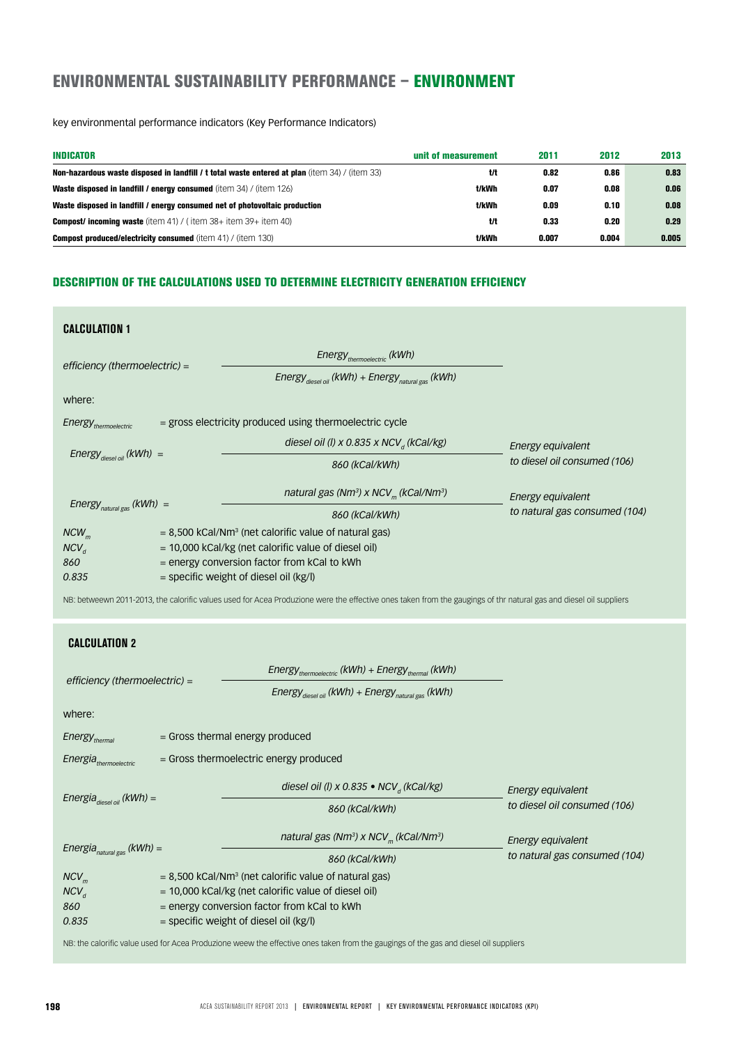# ENVIRONMENTAL SUSTAINABILITY PERFORMANCE – ENVIRONMENT

key environmental performance indicators (Key Performance Indicators)

| INDICATOR | unit of measurement | 2011 | 2012 | 2013 |
|---|---|---|---|---|
| **Non-hazardous waste disposed in landfill / t total waste entered at plan** (item 34) / (item 33) | t/t | 0.82 | 0.86 | 0.83 |
| **Waste disposed in landfill / energy consumed** (item 34) / (item 126) | t/kWh | 0.07 | 0.08 | 0.06 |
| **Waste disposed in landfill / energy consumed net of photovoltaic production** | t/kWh | 0.09 | 0.10 | 0.08 |
| **Compost/ incoming waste** (item 41) / ( item 38+ item 39+ item 40) | t/t | 0.33 | 0.20 | 0.29 |
| **Compost produced/electricity consumed** (item 41) / (item 130) | t/kWh | 0.007 | 0.004 | 0.005 |

## DESCRIPTION OF THE CALCULATIONS USED TO DETERMINE ELECTRICITY GENERATION EFFICIENCY

### CALCULATION 1

$$\text{efficiency (thermoelectric)} = \frac{Energy_{thermoelectric}\ (kWh)}{Energy_{diesel\ oil}\ (kWh) + Energy_{natural\ gas}\ (kWh)}$$

where:

$Energy_{thermoelectric}$ = gross electricity produced using thermoelectric cycle

$$Energy_{diesel\ oil}\ (kWh) = \frac{\text{diesel oil (l)} \times 0.835 \times NCV_d\ (kCal/kg)}{860\ (kCal/kWh)}$$

Energy equivalent to diesel oil consumed (106)

$$Energy_{natural\ gas}\ (kWh) = \frac{\text{natural gas}\ (Nm^3) \times NCV_m\ (kCal/Nm^3)}{860\ (kCal/kWh)}$$

Energy equivalent to natural gas consumed (104)

$NCW_m$ = 8,500 kCal/Nm³ (net calorific value of natural gas)
$NCV_d$ = 10,000 kCal/kg (net calorific value of diesel oil)
860 = energy conversion factor from kCal to kWh
0.835 = specific weight of diesel oil (kg/l)

NB: betweewn 2011-2013, the calorific values used for Acea Produzione were the effective ones taken from the gaugings of thr natural gas and diesel oil suppliers

### CALCULATION 2

$$\text{efficiency (thermoelectric)} = \frac{Energy_{thermoelectric}\ (kWh) + Energy_{thermal}\ (kWh)}{Energy_{diesel\ oil}\ (kWh) + Energy_{natural\ gas}\ (kWh)}$$

where:

$Energy_{thermal}$ = Gross thermal energy produced

$Energia_{thermoelectric}$ = Gross thermoelectric energy produced

$$Energia_{diesel\ oil}\ (kWh) = \frac{\text{diesel oil (l)} \times 0.835 \bullet NCV_d\ (kCal/kg)}{860\ (kCal/kWh)}$$

Energy equivalent to diesel oil consumed (106)

$$Energia_{natural\ gas}\ (kWh) = \frac{\text{natural gas}\ (Nm^3) \times NCV_m\ (kCal/Nm^3)}{860\ (kCal/kWh)}$$

Energy equivalent to natural gas consumed (104)

$NCV_m$ = 8,500 kCal/Nm³ (net calorific value of natural gas)
$NCV_d$ = 10,000 kCal/kg (net calorific value of diesel oil)
860 = energy conversion factor from kCal to kWh
0.835 = specific weight of diesel oil (kg/l)

NB: the calorific value used for Acea Produzione weew the effective ones taken from the gaugings of the gas and diesel oil suppliers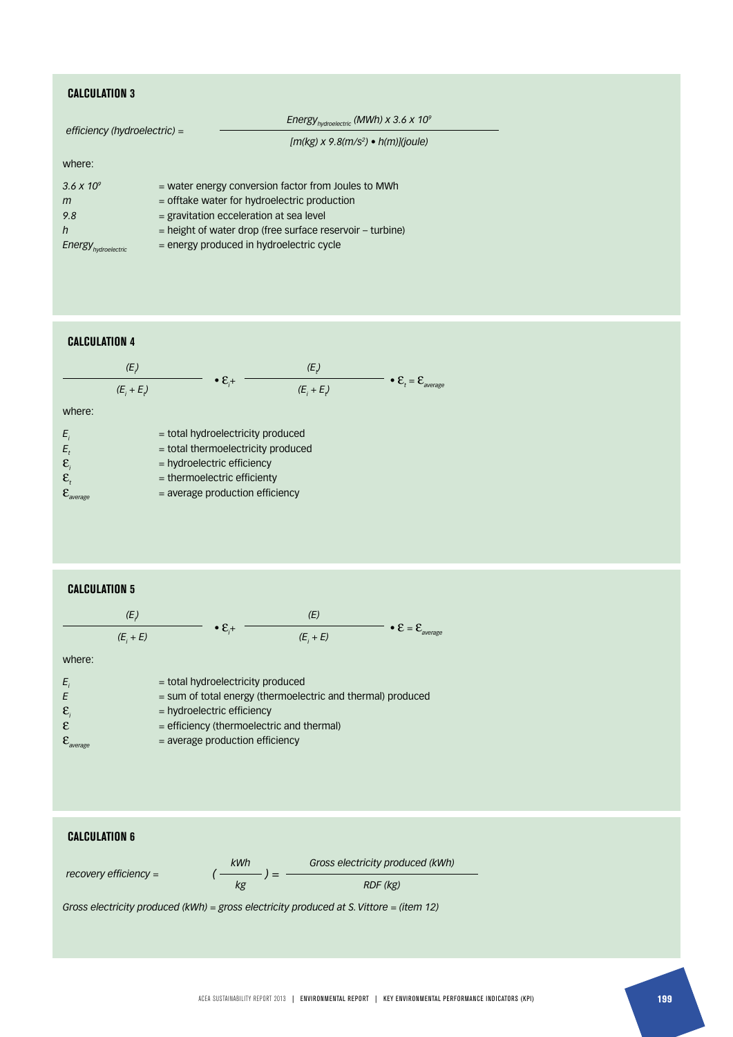## CALCULATION 3

$$\text{efficiency (hydroelectric)} = \frac{Energy_{hydroelectric}\,(MWh) \times 3.6 \times 10^{9}}{[m(kg) \times 9.8(m/s^{2}) \bullet h(m)](joule)}$$

where:

- $3.6 \times 10^{9}$ = water energy conversion factor from Joules to MWh
- $m$ = offtake water for hydroelectric production
- $9.8$ = gravitation acceleration at sea level
- $h$ = height of water drop (free surface reservoir – turbine)
- $Energy_{hydroelectric}$ = energy produced in hydroelectric cycle

## CALCULATION 4

$$\frac{(E_i)}{(E_i + E_t)} \bullet \varepsilon_i + \frac{(E_t)}{(E_i + E_t)} \bullet \varepsilon_t = \varepsilon_{average}$$

where:

- $E_i$ = total hydroelectricity produced
- $E_t$ = total thermoelectricity produced
- $\varepsilon_i$ = hydroelectric efficiency
- $\varepsilon_t$ = thermoelectric efficienty
- $\varepsilon_{average}$ = average production efficiency

## CALCULATION 5

$$\frac{(E_i)}{(E_i + E)} \bullet \varepsilon_i + \frac{(E)}{(E_i + E)} \bullet \varepsilon = \varepsilon_{average}$$

where:

- $E_i$ = total hydroelectricity produced
- $E$ = sum of total energy (thermoelectric and thermal) produced
- $\varepsilon_i$ = hydroelectric efficiency
- $\varepsilon$ = efficiency (thermoelectric and thermal)
- $\varepsilon_{average}$ = average production efficiency

## CALCULATION 6

$$\text{recovery efficiency} = \left(\frac{kWh}{kg}\right) = \frac{\text{Gross electricity produced (kWh)}}{\text{RDF (kg)}}$$

*Gross electricity produced (kWh) = gross electricity produced at S. Vittore = (item 12)*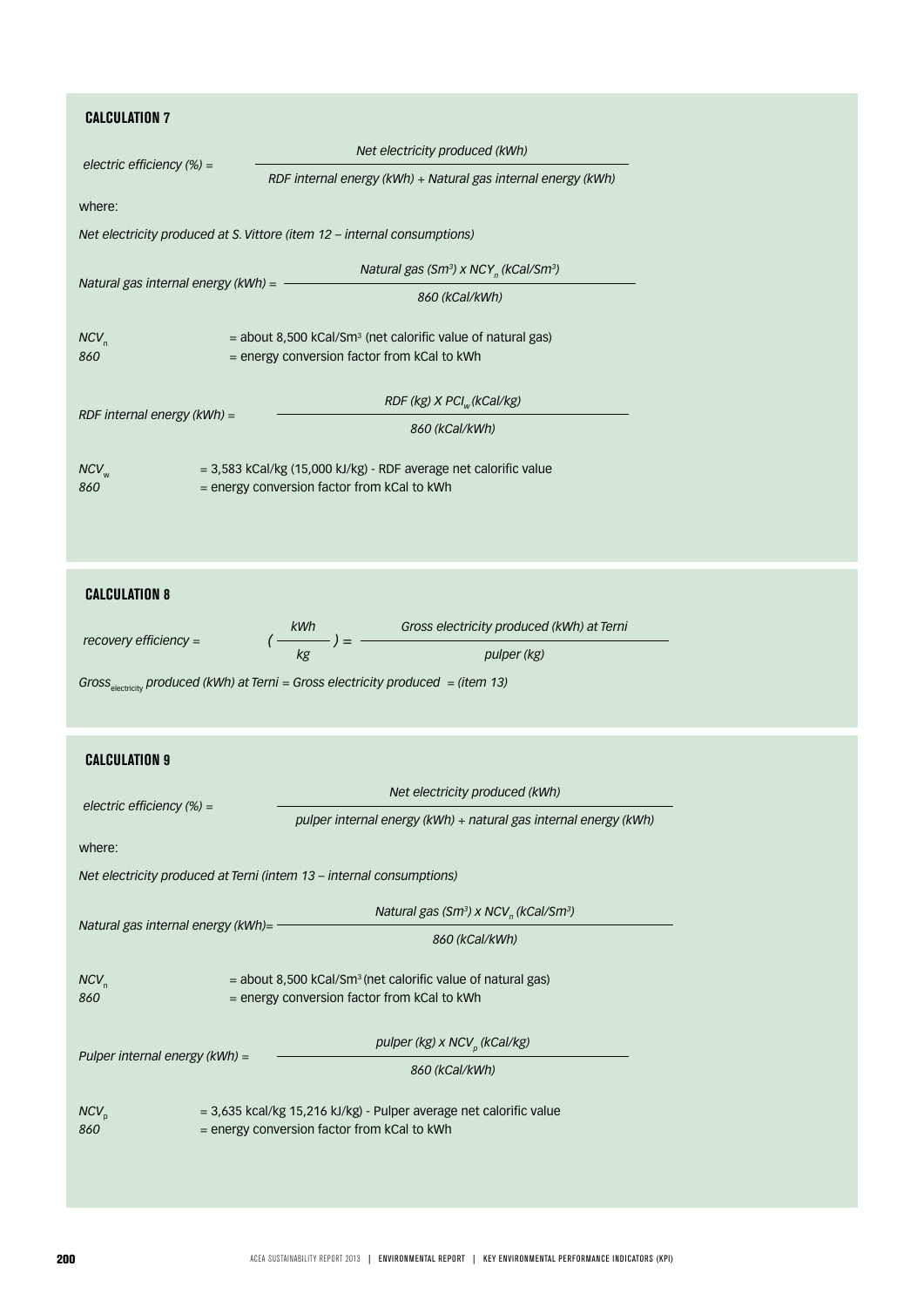### CALCULATION 7

$$\text{electric efficiency (\%)} = \frac{\text{Net electricity produced (kWh)}}{\text{RDF internal energy (kWh) + Natural gas internal energy (kWh)}}$$

where:

*Net electricity produced at S. Vittore (item 12 – internal consumptions)*

$$\text{Natural gas internal energy (kWh)} = \frac{\text{Natural gas (Sm}^3\text{) x } NCY_n \text{ (kCal/Sm}^3\text{)}}{\text{860 (kCal/kWh)}}$$

$NCV_n$ = about 8,500 kCal/Sm³ (net calorific value of natural gas)
*860* = energy conversion factor from kCal to kWh

$$\text{RDF internal energy (kWh)} = \frac{\text{RDF (kg) X } PCI_w \text{ (kCal/kg)}}{\text{860 (kCal/kWh)}}$$

$NCV_w$ = 3,583 kCal/kg (15,000 kJ/kg) - RDF average net calorific value
*860* = energy conversion factor from kCal to kWh

### CALCULATION 8

$$\text{recovery efficiency} = \left(\frac{kWh}{kg}\right) = \frac{\text{Gross electricity produced (kWh) at Terni}}{\text{pulper (kg)}}$$

$Gross_{electricity}$ *produced (kWh) at Terni = Gross electricity produced = (item 13)*

### CALCULATION 9

$$\text{electric efficiency (\%)} = \frac{\text{Net electricity produced (kWh)}}{\text{pulper internal energy (kWh) + natural gas internal energy (kWh)}}$$

where:

*Net electricity produced at Terni (intem 13 – internal consumptions)*

$$\text{Natural gas internal energy (kWh)} = \frac{\text{Natural gas (Sm}^3\text{) x } NCV_n \text{ (kCal/Sm}^3\text{)}}{\text{860 (kCal/kWh)}}$$

$NCV_n$ = about 8,500 kCal/Sm³ (net calorific value of natural gas)
*860* = energy conversion factor from kCal to kWh

$$\text{Pulper internal energy (kWh)} = \frac{\text{pulper (kg) x } NCV_p \text{ (kCal/kg)}}{\text{860 (kCal/kWh)}}$$

$NCV_p$ = 3,635 kcal/kg 15,216 kJ/kg) - Pulper average net calorific value
*860* = energy conversion factor from kCal to kWh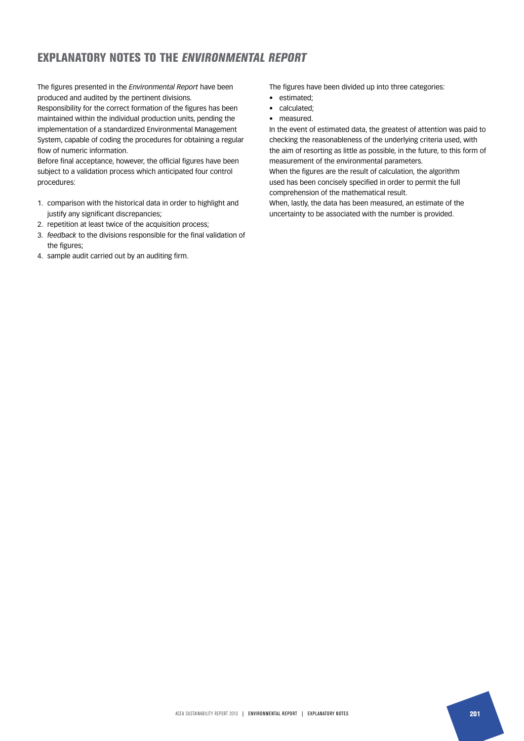## EXPLANATORY NOTES TO THE *ENVIRONMENTAL REPORT*

The figures presented in the *Environmental Report* have been produced and audited by the pertinent divisions.
Responsibility for the correct formation of the figures has been maintained within the individual production units, pending the implementation of a standardized Environmental Management System, capable of coding the procedures for obtaining a regular flow of numeric information.
Before final acceptance, however, the official figures have been subject to a validation process which anticipated four control procedures:

1. comparison with the historical data in order to highlight and justify any significant discrepancies;
2. repetition at least twice of the acquisition process;
3. *feedback* to the divisions responsible for the final validation of the figures;
4. sample audit carried out by an auditing firm.

The figures have been divided up into three categories:

- estimated;
- calculated;
- measured.

In the event of estimated data, the greatest of attention was paid to checking the reasonableness of the underlying criteria used, with the aim of resorting as little as possible, in the future, to this form of measurement of the environmental parameters.
When the figures are the result of calculation, the algorithm used has been concisely specified in order to permit the full comprehension of the mathematical result.
When, lastly, the data has been measured, an estimate of the uncertainty to be associated with the number is provided.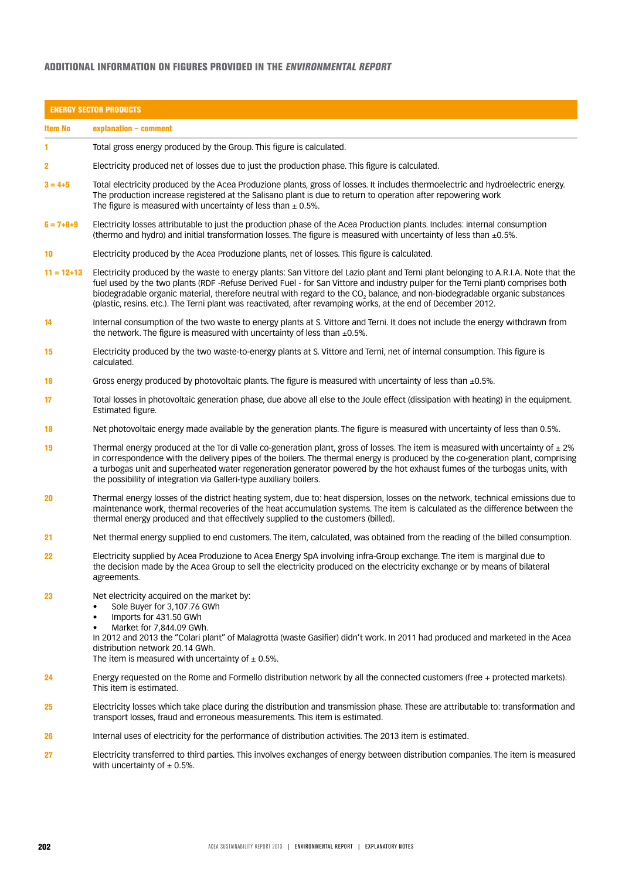## ADDITIONAL INFORMATION ON FIGURES PROVIDED IN THE *ENVIRONMENTAL REPORT*

| ENERGY SECTOR PRODUCTS | |
|---|---|
| **Item No** | **explanation – comment** |
| 1 | Total gross energy produced by the Group. This figure is calculated. |
| 2 | Electricity produced net of losses due to just the production phase. This figure is calculated. |
| 3 = 4+5 | Total electricity produced by the Acea Produzione plants, gross of losses. It includes thermoelectric and hydroelectric energy. The production increase registered at the Salisano plant is due to return to operation after repowering work<br>The figure is measured with uncertainty of less than ± 0.5%. |
| 6 = 7+8+9 | Electricity losses attributable to just the production phase of the Acea Production plants. Includes: internal consumption (thermo and hydro) and initial transformation losses. The figure is measured with uncertainty of less than ±0.5%. |
| 10 | Electricity produced by the Acea Produzione plants, net of losses. This figure is calculated. |
| 11 = 12+13 | Electricity produced by the waste to energy plants: San Vittore del Lazio plant and Terni plant belonging to A.R.I.A. Note that the fuel used by the two plants (RDF -Refuse Derived Fuel - for San Vittore and industry pulper for the Terni plant) comprises both biodegradable organic material, therefore neutral with regard to the $CO_2$ balance, and non-biodegradable organic substances (plastic, resins. etc.). The Terni plant was reactivated, after revamping works, at the end of December 2012. |
| 14 | Internal consumption of the two waste to energy plants at S. Vittore and Terni. It does not include the energy withdrawn from the network. The figure is measured with uncertainty of less than ±0.5%. |
| 15 | Electricity produced by the two waste-to-energy plants at S. Vittore and Terni, net of internal consumption. This figure is calculated. |
| 16 | Gross energy produced by photovoltaic plants. The figure is measured with uncertainty of less than ±0.5%. |
| 17 | Total losses in photovoltaic generation phase, due above all else to the Joule effect (dissipation with heating) in the equipment. Estimated figure. |
| 18 | Net photovoltaic energy made available by the generation plants. The figure is measured with uncertainty of less than 0.5%. |
| 19 | Thermal energy produced at the Tor di Valle co-generation plant, gross of losses. The item is measured with uncertainty of ± 2% in correspondence with the delivery pipes of the boilers. The thermal energy is produced by the co-generation plant, comprising a turbogas unit and superheated water regeneration generator powered by the hot exhaust fumes of the turbogas units, with the possibility of integration via Galleri-type auxiliary boilers. |
| 20 | Thermal energy losses of the district heating system, due to: heat dispersion, losses on the network, technical emissions due to maintenance work, thermal recoveries of the heat accumulation systems. The item is calculated as the difference between the thermal energy produced and that effectively supplied to the customers (billed). |
| 21 | Net thermal energy supplied to end customers. The item, calculated, was obtained from the reading of the billed consumption. |
| 22 | Electricity supplied by Acea Produzione to Acea Energy SpA involving infra-Group exchange. The item is marginal due to the decision made by the Acea Group to sell the electricity produced on the electricity exchange or by means of bilateral agreements. |
| 23 | Net electricity acquired on the market by:<br>• Sole Buyer for 3,107.76 GWh<br>• Imports for 431.50 GWh<br>• Market for 7,844.09 GWh.<br>In 2012 and 2013 the "Colari plant" of Malagrotta (waste Gasifier) didn't work. In 2011 had produced and marketed in the Acea distribution network 20.14 GWh.<br>The item is measured with uncertainty of ± 0.5%. |
| 24 | Energy requested on the Rome and Formello distribution network by all the connected customers (free + protected markets). This item is estimated. |
| 25 | Electricity losses which take place during the distribution and transmission phase. These are attributable to: transformation and transport losses, fraud and erroneous measurements. This item is estimated. |
| 26 | Internal uses of electricity for the performance of distribution activities. The 2013 item is estimated. |
| 27 | Electricity transferred to third parties. This involves exchanges of energy between distribution companies. The item is measured with uncertainty of ± 0.5%. |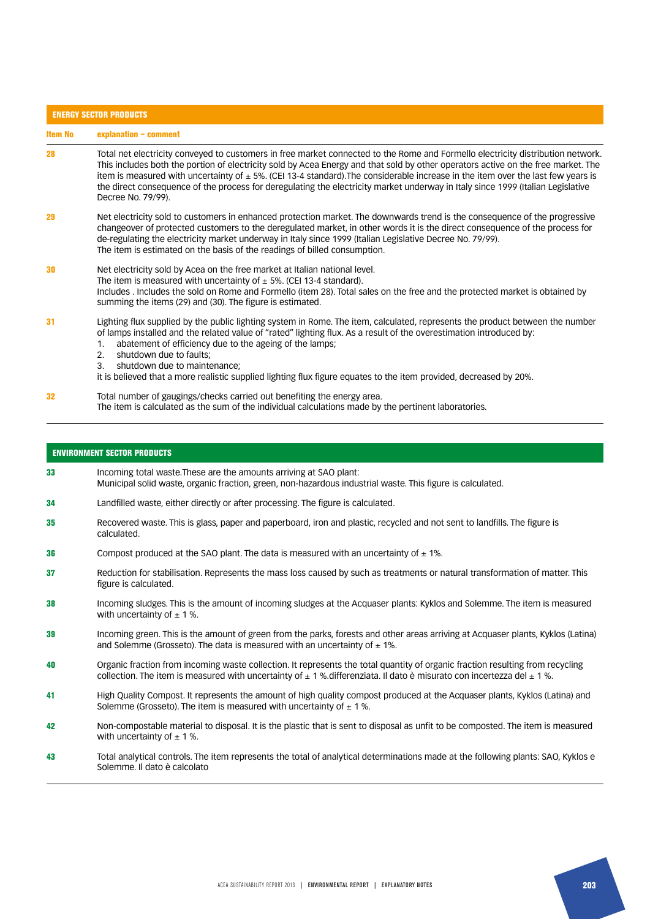## ENERGY SECTOR PRODUCTS

| Item No | explanation – comment |
|---|---|
| 28 | Total net electricity conveyed to customers in free market connected to the Rome and Formello electricity distribution network. This includes both the portion of electricity sold by Acea Energy and that sold by other operators active on the free market. The item is measured with uncertainty of ± 5%. (CEI 13-4 standard).The considerable increase in the item over the last few years is the direct consequence of the process for deregulating the electricity market underway in Italy since 1999 (Italian Legislative Decree No. 79/99). |
| 29 | Net electricity sold to customers in enhanced protection market. The downwards trend is the consequence of the progressive changeover of protected customers to the deregulated market, in other words it is the direct consequence of the process for de-regulating the electricity market underway in Italy since 1999 (Italian Legislative Decree No. 79/99). The item is estimated on the basis of the readings of billed consumption. |
| 30 | Net electricity sold by Acea on the free market at Italian national level. The item is measured with uncertainty of ± 5%. (CEI 13-4 standard). Includes . Includes the sold on Rome and Formello (item 28). Total sales on the free and the protected market is obtained by summing the items (29) and (30). The figure is estimated. |
| 31 | Lighting flux supplied by the public lighting system in Rome. The item, calculated, represents the product between the number of lamps installed and the related value of "rated" lighting flux. As a result of the overestimation introduced by: 1. abatement of efficiency due to the ageing of the lamps; 2. shutdown due to faults; 3. shutdown due to maintenance; it is believed that a more realistic supplied lighting flux figure equates to the item provided, decreased by 20%. |
| 32 | Total number of gaugings/checks carried out benefiting the energy area. The item is calculated as the sum of the individual calculations made by the pertinent laboratories. |

## ENVIRONMENT SECTOR PRODUCTS

| Item No | explanation – comment |
|---|---|
| 33 | Incoming total waste.These are the amounts arriving at SAO plant: Municipal solid waste, organic fraction, green, non-hazardous industrial waste. This figure is calculated. |
| 34 | Landfilled waste, either directly or after processing. The figure is calculated. |
| 35 | Recovered waste. This is glass, paper and paperboard, iron and plastic, recycled and not sent to landfills. The figure is calculated. |
| 36 | Compost produced at the SAO plant. The data is measured with an uncertainty of ± 1%. |
| 37 | Reduction for stabilisation. Represents the mass loss caused by such as treatments or natural transformation of matter. This figure is calculated. |
| 38 | Incoming sludges. This is the amount of incoming sludges at the Acquaser plants: Kyklos and Solemme. The item is measured with uncertainty of ± 1 %. |
| 39 | Incoming green. This is the amount of green from the parks, forests and other areas arriving at Acquaser plants, Kyklos (Latina) and Solemme (Grosseto). The data is measured with an uncertainty of ± 1%. |
| 40 | Organic fraction from incoming waste collection. It represents the total quantity of organic fraction resulting from recycling collection. The item is measured with uncertainty of ± 1 %.differenziata. Il dato è misurato con incertezza del ± 1 %. |
| 41 | High Quality Compost. It represents the amount of high quality compost produced at the Acquaser plants, Kyklos (Latina) and Solemme (Grosseto). The item is measured with uncertainty of ± 1 %. |
| 42 | Non-compostable material to disposal. It is the plastic that is sent to disposal as unfit to be composted. The item is measured with uncertainty of ± 1 %. |
| 43 | Total analytical controls. The item represents the total of analytical determinations made at the following plants: SAO, Kyklos e Solemme. Il dato è calcolato |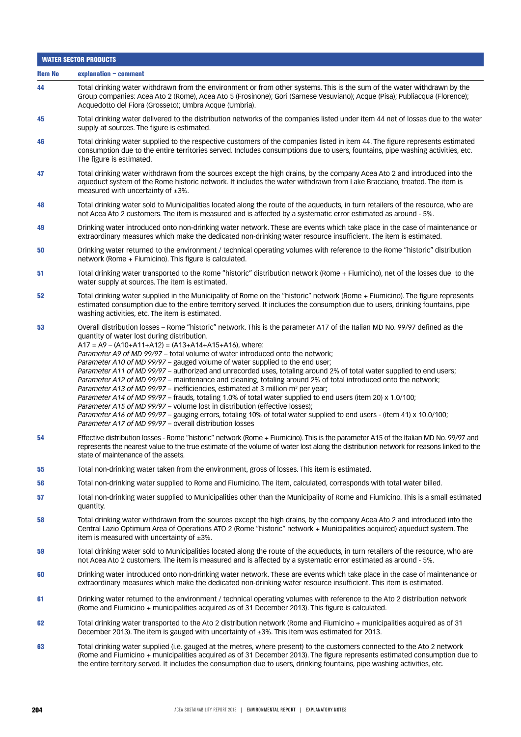| WATER SECTOR PRODUCTS | |
|---|---|
| **Item No** | **explanation – comment** |
| 44 | Total drinking water withdrawn from the environment or from other systems. This is the sum of the water withdrawn by the Group companies: Acea Ato 2 (Rome), Acea Ato 5 (Frosinone); Gori (Sarnese Vesuviano); Acque (Pisa); Publiacqua (Florence); Acquedotto del Fiora (Grosseto); Umbra Acque (Umbria). |
| 45 | Total drinking water delivered to the distribution networks of the companies listed under item 44 net of losses due to the water supply at sources. The figure is estimated. |
| 46 | Total drinking water supplied to the respective customers of the companies listed in item 44. The figure represents estimated consumption due to the entire territories served. Includes consumptions due to users, fountains, pipe washing activities, etc. The figure is estimated. |
| 47 | Total drinking water withdrawn from the sources except the high drains, by the company Acea Ato 2 and introduced into the aqueduct system of the Rome historic network. It includes the water withdrawn from Lake Bracciano, treated. The item is measured with uncertainty of ±3%. |
| 48 | Total drinking water sold to Municipalities located along the route of the aqueducts, in turn retailers of the resource, who are not Acea Ato 2 customers. The item is measured and is affected by a systematic error estimated as around - 5%. |
| 49 | Drinking water introduced onto non-drinking water network. These are events which take place in the case of maintenance or extraordinary measures which make the dedicated non-drinking water resource insufficient. The item is estimated. |
| 50 | Drinking water returned to the environment / technical operating volumes with reference to the Rome "historic" distribution network (Rome + Fiumicino). This figure is calculated. |
| 51 | Total drinking water transported to the Rome "historic" distribution network (Rome + Fiumicino), net of the losses due to the water supply at sources. The item is estimated. |
| 52 | Total drinking water supplied in the Municipality of Rome on the "historic" network (Rome + Fiumicino). The figure represents estimated consumption due to the entire territory served. It includes the consumption due to users, drinking fountains, pipe washing activities, etc. The item is estimated. |
| 53 | Overall distribution losses – Rome "historic" network. This is the parameter A17 of the Italian MD No. 99/97 defined as the quantity of water lost during distribution.<br>A17 = A9 – (A10+A11+A12) = (A13+A14+A15+A16), where:<br>*Parameter A9 of MD 99/97* – total volume of water introduced onto the network;<br>*Parameter A10 of MD 99/97* – gauged volume of water supplied to the end user;<br>*Parameter A11 of MD 99/97* – authorized and unrecorded uses, totaling around 2% of total water supplied to end users;<br>*Parameter A12 of MD 99/97* – maintenance and cleaning, totaling around 2% of total introduced onto the network;<br>*Parameter A13 of MD 99/97* – inefficiencies, estimated at 3 million $m^3$ per year;<br>*Parameter A14 of MD 99/97* – frauds, totaling 1.0% of total water supplied to end users (item 20) x 1.0/100;<br>*Parameter A15 of MD 99/97* – volume lost in distribution (effective losses);<br>*Parameter A16 of MD 99/97* – gauging errors, totaling 10% of total water supplied to end users - (item 41) x 10.0/100;<br>*Parameter A17 of MD 99/97* – overall distribution losses |
| 54 | Effective distribution losses - Rome "historic" network (Rome + Fiumicino). This is the parameter A15 of the Italian MD No. 99/97 and represents the nearest value to the true estimate of the volume of water lost along the distribution network for reasons linked to the state of maintenance of the assets. |
| 55 | Total non-drinking water taken from the environment, gross of losses. This item is estimated. |
| 56 | Total non-drinking water supplied to Rome and Fiumicino. The item, calculated, corresponds with total water billed. |
| 57 | Total non-drinking water supplied to Municipalities other than the Municipality of Rome and Fiumicino. This is a small estimated quantity. |
| 58 | Total drinking water withdrawn from the sources except the high drains, by the company Acea Ato 2 and introduced into the Central Lazio Optimum Area of Operations ATO 2 (Rome "historic" network + Municipalities acquired) aqueduct system. The item is measured with uncertainty of ±3%. |
| 59 | Total drinking water sold to Municipalities located along the route of the aqueducts, in turn retailers of the resource, who are not Acea Ato 2 customers. The item is measured and is affected by a systematic error estimated as around - 5%. |
| 60 | Drinking water introduced onto non-drinking water network. These are events which take place in the case of maintenance or extraordinary measures which make the dedicated non-drinking water resource insufficient. This item is estimated. |
| 61 | Drinking water returned to the environment / technical operating volumes with reference to the Ato 2 distribution network (Rome and Fiumicino + municipalities acquired as of 31 December 2013). This figure is calculated. |
| 62 | Total drinking water transported to the Ato 2 distribution network (Rome and Fiumicino + municipalities acquired as of 31 December 2013). The item is gauged with uncertainty of ±3%. This item was estimated for 2013. |
| 63 | Total drinking water supplied (i.e. gauged at the metres, where present) to the customers connected to the Ato 2 network (Rome and Fiumicino + municipalities acquired as of 31 December 2013). The figure represents estimated consumption due to the entire territory served. It includes the consumption due to users, drinking fountains, pipe washing activities, etc. |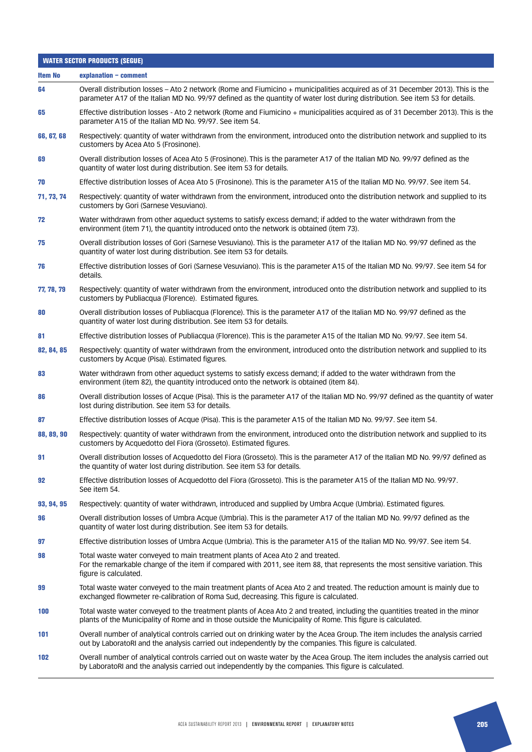| WATER SECTOR PRODUCTS (SEGUE) | |
|---|---|
| **Item No** | **explanation – comment** |
| **64** | Overall distribution losses – Ato 2 network (Rome and Fiumicino + municipalities acquired as of 31 December 2013). This is the parameter A17 of the Italian MD No. 99/97 defined as the quantity of water lost during distribution. See item 53 for details. |
| **65** | Effective distribution losses - Ato 2 network (Rome and Fiumicino + municipalities acquired as of 31 December 2013). This is the parameter A15 of the Italian MD No. 99/97. See item 54. |
| **66, 67, 68** | Respectively: quantity of water withdrawn from the environment, introduced onto the distribution network and supplied to its customers by Acea Ato 5 (Frosinone). |
| **69** | Overall distribution losses of Acea Ato 5 (Frosinone). This is the parameter A17 of the Italian MD No. 99/97 defined as the quantity of water lost during distribution. See item 53 for details. |
| **70** | Effective distribution losses of Acea Ato 5 (Frosinone). This is the parameter A15 of the Italian MD No. 99/97. See item 54. |
| **71, 73, 74** | Respectively: quantity of water withdrawn from the environment, introduced onto the distribution network and supplied to its customers by Gori (Sarnese Vesuviano). |
| **72** | Water withdrawn from other aqueduct systems to satisfy excess demand; if added to the water withdrawn from the environment (item 71), the quantity introduced onto the network is obtained (item 73). |
| **75** | Overall distribution losses of Gori (Sarnese Vesuviano). This is the parameter A17 of the Italian MD No. 99/97 defined as the quantity of water lost during distribution. See item 53 for details. |
| **76** | Effective distribution losses of Gori (Sarnese Vesuviano). This is the parameter A15 of the Italian MD No. 99/97. See item 54 for details. |
| **77, 78, 79** | Respectively: quantity of water withdrawn from the environment, introduced onto the distribution network and supplied to its customers by Publiacqua (Florence). Estimated figures. |
| **80** | Overall distribution losses of Publiacqua (Florence). This is the parameter A17 of the Italian MD No. 99/97 defined as the quantity of water lost during distribution. See item 53 for details. |
| **81** | Effective distribution losses of Publiacqua (Florence). This is the parameter A15 of the Italian MD No. 99/97. See item 54. |
| **82, 84, 85** | Respectively: quantity of water withdrawn from the environment, introduced onto the distribution network and supplied to its customers by Acque (Pisa). Estimated figures. |
| **83** | Water withdrawn from other aqueduct systems to satisfy excess demand; if added to the water withdrawn from the environment (item 82), the quantity introduced onto the network is obtained (item 84). |
| **86** | Overall distribution losses of Acque (Pisa). This is the parameter A17 of the Italian MD No. 99/97 defined as the quantity of water lost during distribution. See item 53 for details. |
| **87** | Effective distribution losses of Acque (Pisa). This is the parameter A15 of the Italian MD No. 99/97. See item 54. |
| **88, 89, 90** | Respectively: quantity of water withdrawn from the environment, introduced onto the distribution network and supplied to its customers by Acquedotto del Fiora (Grosseto). Estimated figures. |
| **91** | Overall distribution losses of Acquedotto del Fiora (Grosseto). This is the parameter A17 of the Italian MD No. 99/97 defined as the quantity of water lost during distribution. See item 53 for details. |
| **92** | Effective distribution losses of Acquedotto del Fiora (Grosseto). This is the parameter A15 of the Italian MD No. 99/97. See item 54. |
| **93, 94, 95** | Respectively: quantity of water withdrawn, introduced and supplied by Umbra Acque (Umbria). Estimated figures. |
| **96** | Overall distribution losses of Umbra Acque (Umbria). This is the parameter A17 of the Italian MD No. 99/97 defined as the quantity of water lost during distribution. See item 53 for details. |
| **97** | Effective distribution losses of Umbra Acque (Umbria). This is the parameter A15 of the Italian MD No. 99/97. See item 54. |
| **98** | Total waste water conveyed to main treatment plants of Acea Ato 2 and treated. For the remarkable change of the item if compared with 2011, see item 88, that represents the most sensitive variation. This figure is calculated. |
| **99** | Total waste water conveyed to the main treatment plants of Acea Ato 2 and treated. The reduction amount is mainly due to exchanged flowmeter re-calibration of Roma Sud, decreasing. This figure is calculated. |
| **100** | Total waste water conveyed to the treatment plants of Acea Ato 2 and treated, including the quantities treated in the minor plants of the Municipality of Rome and in those outside the Municipality of Rome. This figure is calculated. |
| **101** | Overall number of analytical controls carried out on drinking water by the Acea Group. The item includes the analysis carried out by LaboratoRI and the analysis carried out independently by the companies. This figure is calculated. |
| **102** | Overall number of analytical controls carried out on waste water by the Acea Group. The item includes the analysis carried out by LaboratoRI and the analysis carried out independently by the companies. This figure is calculated. |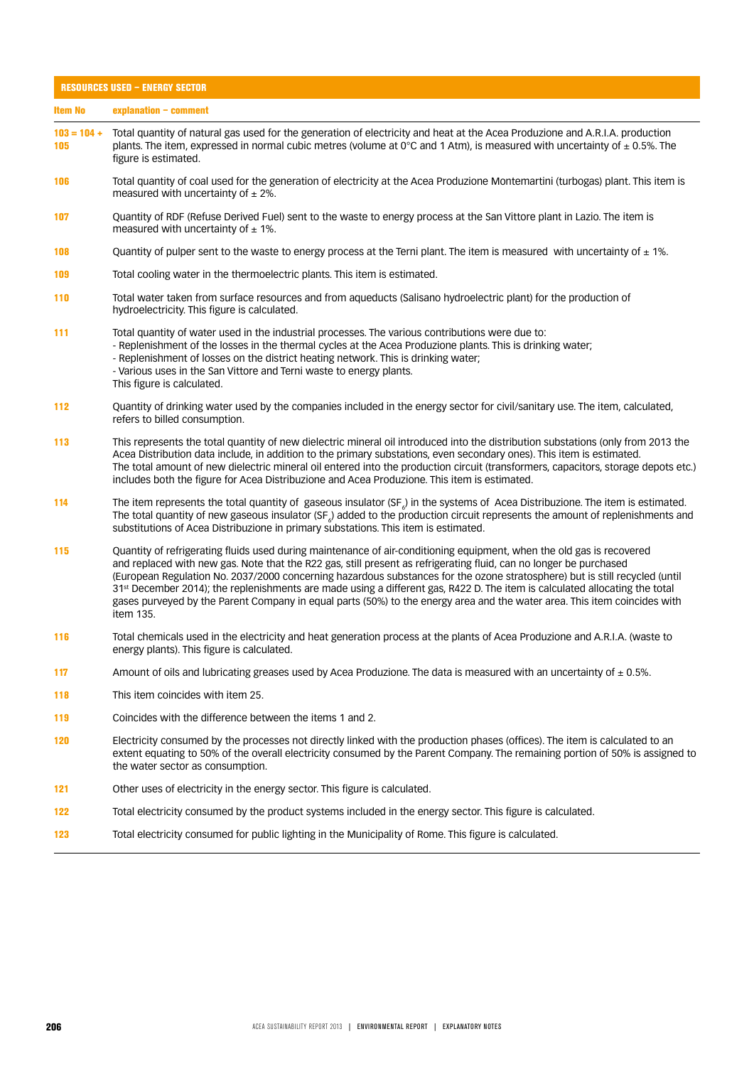## RESOURCES USED – ENERGY SECTOR

| Item No | explanation – comment |
|---|---|
| 103 = 104 + 105 | Total quantity of natural gas used for the generation of electricity and heat at the Acea Produzione and A.R.I.A. production plants. The item, expressed in normal cubic metres (volume at 0°C and 1 Atm), is measured with uncertainty of ± 0.5%. The figure is estimated. |
| 106 | Total quantity of coal used for the generation of electricity at the Acea Produzione Montemartini (turbogas) plant. This item is measured with uncertainty of ± 2%. |
| 107 | Quantity of RDF (Refuse Derived Fuel) sent to the waste to energy process at the San Vittore plant in Lazio. The item is measured with uncertainty of ± 1%. |
| 108 | Quantity of pulper sent to the waste to energy process at the Terni plant. The item is measured with uncertainty of ± 1%. |
| 109 | Total cooling water in the thermoelectric plants. This item is estimated. |
| 110 | Total water taken from surface resources and from aqueducts (Salisano hydroelectric plant) for the production of hydroelectricity. This figure is calculated. |
| 111 | Total quantity of water used in the industrial processes. The various contributions were due to:<br>- Replenishment of the losses in the thermal cycles at the Acea Produzione plants. This is drinking water;<br>- Replenishment of losses on the district heating network. This is drinking water;<br>- Various uses in the San Vittore and Terni waste to energy plants.<br>This figure is calculated. |
| 112 | Quantity of drinking water used by the companies included in the energy sector for civil/sanitary use. The item, calculated, refers to billed consumption. |
| 113 | This represents the total quantity of new dielectric mineral oil introduced into the distribution substations (only from 2013 the Acea Distribution data include, in addition to the primary substations, even secondary ones). This item is estimated.<br>The total amount of new dielectric mineral oil entered into the production circuit (transformers, capacitors, storage depots etc.) includes both the figure for Acea Distribuzione and Acea Produzione. This item is estimated. |
| 114 | The item represents the total quantity of gaseous insulator ($SF_6$) in the systems of Acea Distribuzione. The item is estimated.<br>The total quantity of new gaseous insulator ($SF_6$) added to the production circuit represents the amount of replenishments and substitutions of Acea Distribuzione in primary substations. This item is estimated. |
| 115 | Quantity of refrigerating fluids used during maintenance of air-conditioning equipment, when the old gas is recovered and replaced with new gas. Note that the R22 gas, still present as refrigerating fluid, can no longer be purchased (European Regulation No. 2037/2000 concerning hazardous substances for the ozone stratosphere) but is still recycled (until 31st December 2014); the replenishments are made using a different gas, R422 D. The item is calculated allocating the total gases purveyed by the Parent Company in equal parts (50%) to the energy area and the water area. This item coincides with item 135. |
| 116 | Total chemicals used in the electricity and heat generation process at the plants of Acea Produzione and A.R.I.A. (waste to energy plants). This figure is calculated. |
| 117 | Amount of oils and lubricating greases used by Acea Produzione. The data is measured with an uncertainty of ± 0.5%. |
| 118 | This item coincides with item 25. |
| 119 | Coincides with the difference between the items 1 and 2. |
| 120 | Electricity consumed by the processes not directly linked with the production phases (offices). The item is calculated to an extent equating to 50% of the overall electricity consumed by the Parent Company. The remaining portion of 50% is assigned to the water sector as consumption. |
| 121 | Other uses of electricity in the energy sector. This figure is calculated. |
| 122 | Total electricity consumed by the product systems included in the energy sector. This figure is calculated. |
| 123 | Total electricity consumed for public lighting in the Municipality of Rome. This figure is calculated. |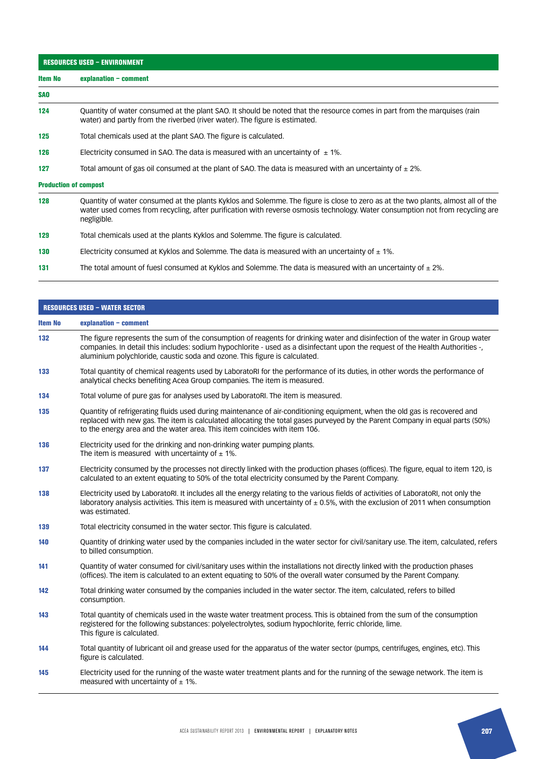| RESOURCES USED – ENVIRONMENT | |
|---|---|
| **Item No** | **explanation – comment** |
| **SAO** | |
| **124** | Quantity of water consumed at the plant SAO. It should be noted that the resource comes in part from the marquises (rain water) and partly from the riverbed (river water). The figure is estimated. |
| **125** | Total chemicals used at the plant SAO. The figure is calculated. |
| **126** | Electricity consumed in SAO. The data is measured with an uncertainty of ± 1%. |
| **127** | Total amount of gas oil consumed at the plant of SAO. The data is measured with an uncertainty of ± 2%. |
| **Production of compost** | |
| **128** | Quantity of water consumed at the plants Kyklos and Solemme. The figure is close to zero as at the two plants, almost all of the water used comes from recycling, after purification with reverse osmosis technology. Water consumption not from recycling are negligible. |
| **129** | Total chemicals used at the plants Kyklos and Solemme. The figure is calculated. |
| **130** | Electricity consumed at Kyklos and Solemme. The data is measured with an uncertainty of ± 1%. |
| **131** | The total amount of fuesl consumed at Kyklos and Solemme. The data is measured with an uncertainty of ± 2%. |

| RESOURCES USED – WATER SECTOR | |
|---|---|
| **Item No** | **explanation – comment** |
| **132** | The figure represents the sum of the consumption of reagents for drinking water and disinfection of the water in Group water companies. In detail this includes: sodium hypochlorite - used as a disinfectant upon the request of the Health Authorities -, aluminium polychloride, caustic soda and ozone. This figure is calculated. |
| **133** | Total quantity of chemical reagents used by LaboratoRI for the performance of its duties, in other words the performance of analytical checks benefiting Acea Group companies. The item is measured. |
| **134** | Total volume of pure gas for analyses used by LaboratoRI. The item is measured. |
| **135** | Quantity of refrigerating fluids used during maintenance of air-conditioning equipment, when the old gas is recovered and replaced with new gas. The item is calculated allocating the total gases purveyed by the Parent Company in equal parts (50%) to the energy area and the water area. This item coincides with item 106. |
| **136** | Electricity used for the drinking and non-drinking water pumping plants. The item is measured with uncertainty of ± 1%. |
| **137** | Electricity consumed by the processes not directly linked with the production phases (offices). The figure, equal to item 120, is calculated to an extent equating to 50% of the total electricity consumed by the Parent Company. |
| **138** | Electricity used by LaboratoRI. It includes all the energy relating to the various fields of activities of LaboratoRI, not only the laboratory analysis activities. This item is measured with uncertainty of ± 0.5%, with the exclusion of 2011 when consumption was estimated. |
| **139** | Total electricity consumed in the water sector. This figure is calculated. |
| **140** | Quantity of drinking water used by the companies included in the water sector for civil/sanitary use. The item, calculated, refers to billed consumption. |
| **141** | Quantity of water consumed for civil/sanitary uses within the installations not directly linked with the production phases (offices). The item is calculated to an extent equating to 50% of the overall water consumed by the Parent Company. |
| **142** | Total drinking water consumed by the companies included in the water sector. The item, calculated, refers to billed consumption. |
| **143** | Total quantity of chemicals used in the waste water treatment process. This is obtained from the sum of the consumption registered for the following substances: polyelectrolytes, sodium hypochlorite, ferric chloride, lime. This figure is calculated. |
| **144** | Total quantity of lubricant oil and grease used for the apparatus of the water sector (pumps, centrifuges, engines, etc). This figure is calculated. |
| **145** | Electricity used for the running of the waste water treatment plants and for the running of the sewage network. The item is measured with uncertainty of ± 1%. |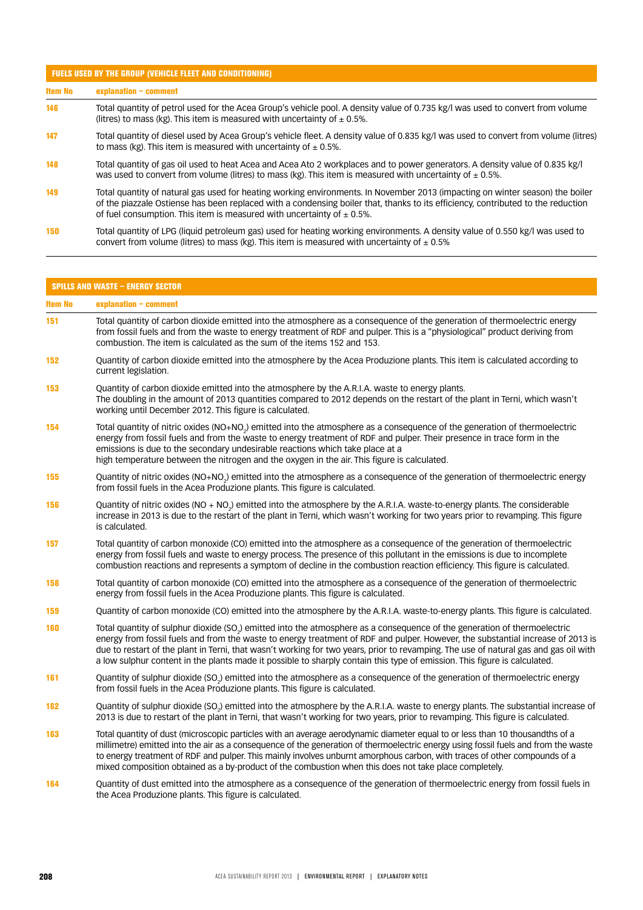## FUELS USED BY THE GROUP (VEHICLE FLEET AND CONDITIONING)

| Item No | explanation – comment |
|---|---|
| 146 | Total quantity of petrol used for the Acea Group's vehicle pool. A density value of 0.735 kg/l was used to convert from volume (litres) to mass (kg). This item is measured with uncertainty of ± 0.5%. |
| 147 | Total quantity of diesel used by Acea Group's vehicle fleet. A density value of 0.835 kg/l was used to convert from volume (litres) to mass (kg). This item is measured with uncertainty of ± 0.5%. |
| 148 | Total quantity of gas oil used to heat Acea and Acea Ato 2 workplaces and to power generators. A density value of 0.835 kg/l was used to convert from volume (litres) to mass (kg). This item is measured with uncertainty of ± 0.5%. |
| 149 | Total quantity of natural gas used for heating working environments. In November 2013 (impacting on winter season) the boiler of the piazzale Ostiense has been replaced with a condensing boiler that, thanks to its efficiency, contributed to the reduction of fuel consumption. This item is measured with uncertainty of ± 0.5%. |
| 150 | Total quantity of LPG (liquid petroleum gas) used for heating working environments. A density value of 0.550 kg/l was used to convert from volume (litres) to mass (kg). This item is measured with uncertainty of ± 0.5% |

## SPILLS AND WASTE – ENERGY SECTOR

| Item No | explanation – comment |
|---|---|
| 151 | Total quantity of carbon dioxide emitted into the atmosphere as a consequence of the generation of thermoelectric energy from fossil fuels and from the waste to energy treatment of RDF and pulper. This is a "physiological" product deriving from combustion. The item is calculated as the sum of the items 152 and 153. |
| 152 | Quantity of carbon dioxide emitted into the atmosphere by the Acea Produzione plants. This item is calculated according to current legislation. |
| 153 | Quantity of carbon dioxide emitted into the atmosphere by the A.R.I.A. waste to energy plants. The doubling in the amount of 2013 quantities compared to 2012 depends on the restart of the plant in Terni, which wasn't working until December 2012. This figure is calculated. |
| 154 | Total quantity of nitric oxides ($NO+NO_2$) emitted into the atmosphere as a consequence of the generation of thermoelectric energy from fossil fuels and from the waste to energy treatment of RDF and pulper. Their presence in trace form in the emissions is due to the secondary undesirable reactions which take place at a high temperature between the nitrogen and the oxygen in the air. This figure is calculated. |
| 155 | Quantity of nitric oxides ($NO+NO_2$) emitted into the atmosphere as a consequence of the generation of thermoelectric energy from fossil fuels in the Acea Produzione plants. This figure is calculated. |
| 156 | Quantity of nitric oxides ($NO + NO_2$) emitted into the atmosphere by the A.R.I.A. waste-to-energy plants. The considerable increase in 2013 is due to the restart of the plant in Terni, which wasn't working for two years prior to revamping. This figure is calculated. |
| 157 | Total quantity of carbon monoxide (CO) emitted into the atmosphere as a consequence of the generation of thermoelectric energy from fossil fuels and waste to energy process. The presence of this pollutant in the emissions is due to incomplete combustion reactions and represents a symptom of decline in the combustion reaction efficiency. This figure is calculated. |
| 158 | Total quantity of carbon monoxide (CO) emitted into the atmosphere as a consequence of the generation of thermoelectric energy from fossil fuels in the Acea Produzione plants. This figure is calculated. |
| 159 | Quantity of carbon monoxide (CO) emitted into the atmosphere by the A.R.I.A. waste-to-energy plants. This figure is calculated. |
| 160 | Total quantity of sulphur dioxide ($SO_2$) emitted into the atmosphere as a consequence of the generation of thermoelectric energy from fossil fuels and from the waste to energy treatment of RDF and pulper. However, the substantial increase of 2013 is due to restart of the plant in Terni, that wasn't working for two years, prior to revamping. The use of natural gas and gas oil with a low sulphur content in the plants made it possible to sharply contain this type of emission. This figure is calculated. |
| 161 | Quantity of sulphur dioxide ($SO_2$) emitted into the atmosphere as a consequence of the generation of thermoelectric energy from fossil fuels in the Acea Produzione plants. This figure is calculated. |
| 162 | Quantity of sulphur dioxide ($SO_2$) emitted into the atmosphere by the A.R.I.A. waste to energy plants. The substantial increase of 2013 is due to restart of the plant in Terni, that wasn't working for two years, prior to revamping. This figure is calculated. |
| 163 | Total quantity of dust (microscopic particles with an average aerodynamic diameter equal to or less than 10 thousandths of a millimetre) emitted into the air as a consequence of the generation of thermoelectric energy using fossil fuels and from the waste to energy treatment of RDF and pulper. This mainly involves unburnt amorphous carbon, with traces of other compounds of a mixed composition obtained as a by-product of the combustion when this does not take place completely. |
| 164 | Quantity of dust emitted into the atmosphere as a consequence of the generation of thermoelectric energy from fossil fuels in the Acea Produzione plants. This figure is calculated. |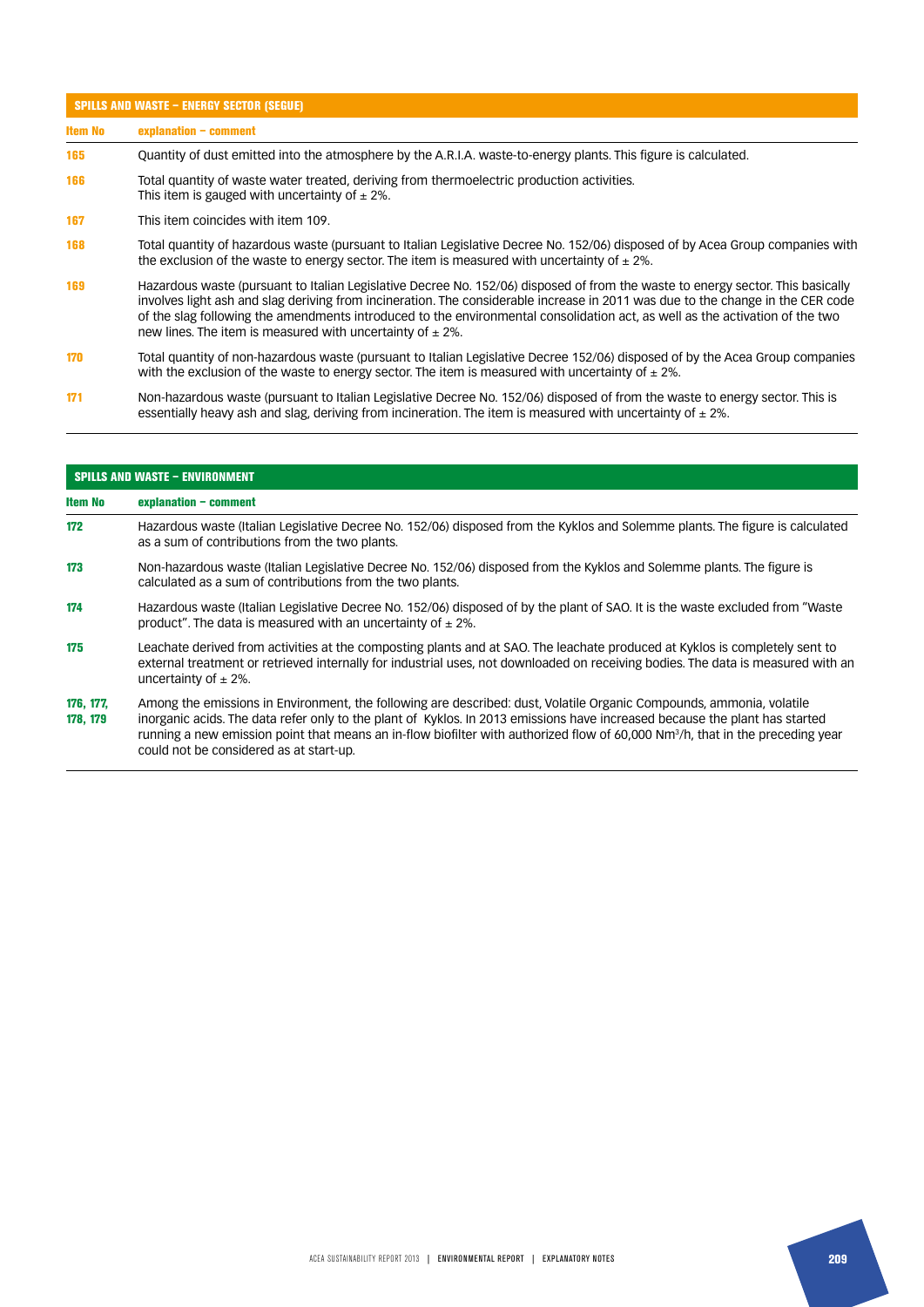| SPILLS AND WASTE – ENERGY SECTOR (SEGUE) | |
|---|---|
| **Item No** | **explanation – comment** |
| 165 | Quantity of dust emitted into the atmosphere by the A.R.I.A. waste-to-energy plants. This figure is calculated. |
| 166 | Total quantity of waste water treated, deriving from thermoelectric production activities. This item is gauged with uncertainty of ± 2%. |
| 167 | This item coincides with item 109. |
| 168 | Total quantity of hazardous waste (pursuant to Italian Legislative Decree No. 152/06) disposed of by Acea Group companies with the exclusion of the waste to energy sector. The item is measured with uncertainty of ± 2%. |
| 169 | Hazardous waste (pursuant to Italian Legislative Decree No. 152/06) disposed of from the waste to energy sector. This basically involves light ash and slag deriving from incineration. The considerable increase in 2011 was due to the change in the CER code of the slag following the amendments introduced to the environmental consolidation act, as well as the activation of the two new lines. The item is measured with uncertainty of ± 2%. |
| 170 | Total quantity of non-hazardous waste (pursuant to Italian Legislative Decree 152/06) disposed of by the Acea Group companies with the exclusion of the waste to energy sector. The item is measured with uncertainty of ± 2%. |
| 171 | Non-hazardous waste (pursuant to Italian Legislative Decree No. 152/06) disposed of from the waste to energy sector. This is essentially heavy ash and slag, deriving from incineration. The item is measured with uncertainty of ± 2%. |

| SPILLS AND WASTE – ENVIRONMENT | |
|---|---|
| **Item No** | **explanation – comment** |
| 172 | Hazardous waste (Italian Legislative Decree No. 152/06) disposed from the Kyklos and Solemme plants. The figure is calculated as a sum of contributions from the two plants. |
| 173 | Non-hazardous waste (Italian Legislative Decree No. 152/06) disposed from the Kyklos and Solemme plants. The figure is calculated as a sum of contributions from the two plants. |
| 174 | Hazardous waste (Italian Legislative Decree No. 152/06) disposed of by the plant of SAO. It is the waste excluded from "Waste product". The data is measured with an uncertainty of ± 2%. |
| 175 | Leachate derived from activities at the composting plants and at SAO. The leachate produced at Kyklos is completely sent to external treatment or retrieved internally for industrial uses, not downloaded on receiving bodies. The data is measured with an uncertainty of ± 2%. |
| 176, 177, 178, 179 | Among the emissions in Environment, the following are described: dust, Volatile Organic Compounds, ammonia, volatile inorganic acids. The data refer only to the plant of Kyklos. In 2013 emissions have increased because the plant has started running a new emission point that means an in-flow biofilter with authorized flow of 60,000 $Nm^3/h$, that in the preceding year could not be considered as at start-up. |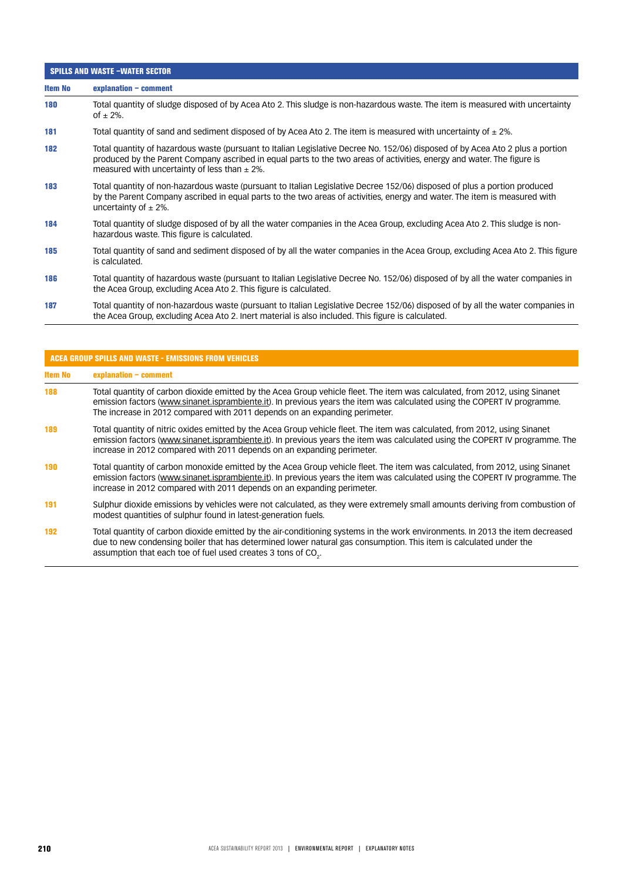| SPILLS AND WASTE –WATER SECTOR | |
|---|---|
| **Item No** | **explanation – comment** |
| 180 | Total quantity of sludge disposed of by Acea Ato 2. This sludge is non-hazardous waste. The item is measured with uncertainty of ± 2%. |
| 181 | Total quantity of sand and sediment disposed of by Acea Ato 2. The item is measured with uncertainty of ± 2%. |
| 182 | Total quantity of hazardous waste (pursuant to Italian Legislative Decree No. 152/06) disposed of by Acea Ato 2 plus a portion produced by the Parent Company ascribed in equal parts to the two areas of activities, energy and water. The figure is measured with uncertainty of less than ± 2%. |
| 183 | Total quantity of non-hazardous waste (pursuant to Italian Legislative Decree 152/06) disposed of plus a portion produced by the Parent Company ascribed in equal parts to the two areas of activities, energy and water. The item is measured with uncertainty of ± 2%. |
| 184 | Total quantity of sludge disposed of by all the water companies in the Acea Group, excluding Acea Ato 2. This sludge is non-hazardous waste. This figure is calculated. |
| 185 | Total quantity of sand and sediment disposed of by all the water companies in the Acea Group, excluding Acea Ato 2. This figure is calculated. |
| 186 | Total quantity of hazardous waste (pursuant to Italian Legislative Decree No. 152/06) disposed of by all the water companies in the Acea Group, excluding Acea Ato 2. This figure is calculated. |
| 187 | Total quantity of non-hazardous waste (pursuant to Italian Legislative Decree 152/06) disposed of by all the water companies in the Acea Group, excluding Acea Ato 2. Inert material is also included. This figure is calculated. |

| ACEA GROUP SPILLS AND WASTE - EMISSIONS FROM VEHICLES | |
|---|---|
| **Item No** | **explanation – comment** |
| 188 | Total quantity of carbon dioxide emitted by the Acea Group vehicle fleet. The item was calculated, from 2012, using Sinanet emission factors (www.sinanet.isprambiente.it). In previous years the item was calculated using the COPERT IV programme. The increase in 2012 compared with 2011 depends on an expanding perimeter. |
| 189 | Total quantity of nitric oxides emitted by the Acea Group vehicle fleet. The item was calculated, from 2012, using Sinanet emission factors (www.sinanet.isprambiente.it). In previous years the item was calculated using the COPERT IV programme. The increase in 2012 compared with 2011 depends on an expanding perimeter. |
| 190 | Total quantity of carbon monoxide emitted by the Acea Group vehicle fleet. The item was calculated, from 2012, using Sinanet emission factors (www.sinanet.isprambiente.it). In previous years the item was calculated using the COPERT IV programme. The increase in 2012 compared with 2011 depends on an expanding perimeter. |
| 191 | Sulphur dioxide emissions by vehicles were not calculated, as they were extremely small amounts deriving from combustion of modest quantities of sulphur found in latest-generation fuels. |
| 192 | Total quantity of carbon dioxide emitted by the air-conditioning systems in the work environments. In 2013 the item decreased due to new condensing boiler that has determined lower natural gas consumption. This item is calculated under the assumption that each toe of fuel used creates 3 tons of $CO_2$. |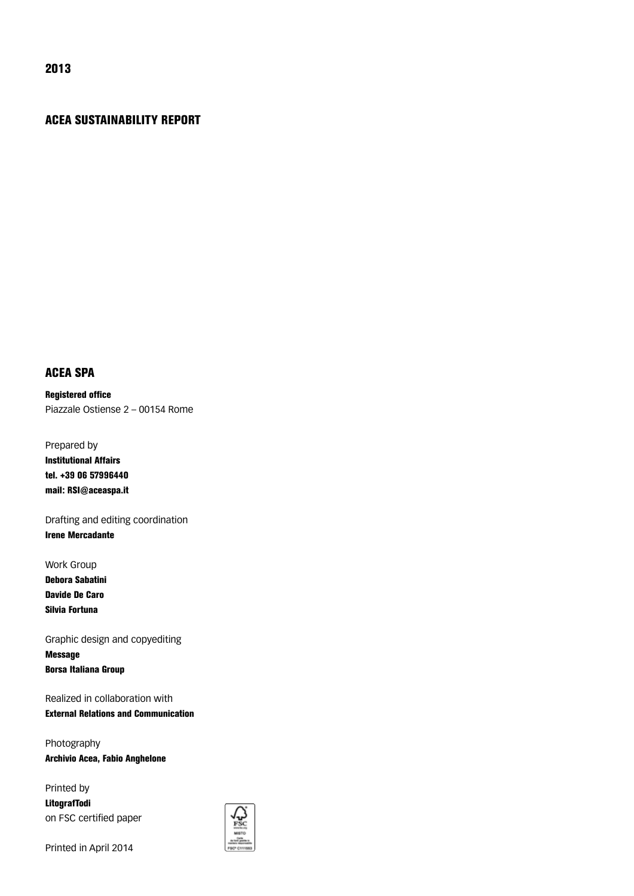2013

## ACEA SUSTAINABILITY REPORT

## ACEA SPA

**Registered office**
Piazzale Ostiense 2 – 00154 Rome

Prepared by
**Institutional Affairs**
**tel. +39 06 57996440**
**mail: RSI@aceaspa.it**

Drafting and editing coordination
**Irene Mercadante**

Work Group
**Debora Sabatini**
**Davide De Caro**
**Silvia Fortuna**

Graphic design and copyediting
**Message**
**Borsa Italiana Group**

Realized in collaboration with
**External Relations and Communication**

Photography
**Archivio Acea, Fabio Anghelone**

Printed by
**LitografTodi**
on FSC certified paper

Printed in April 2014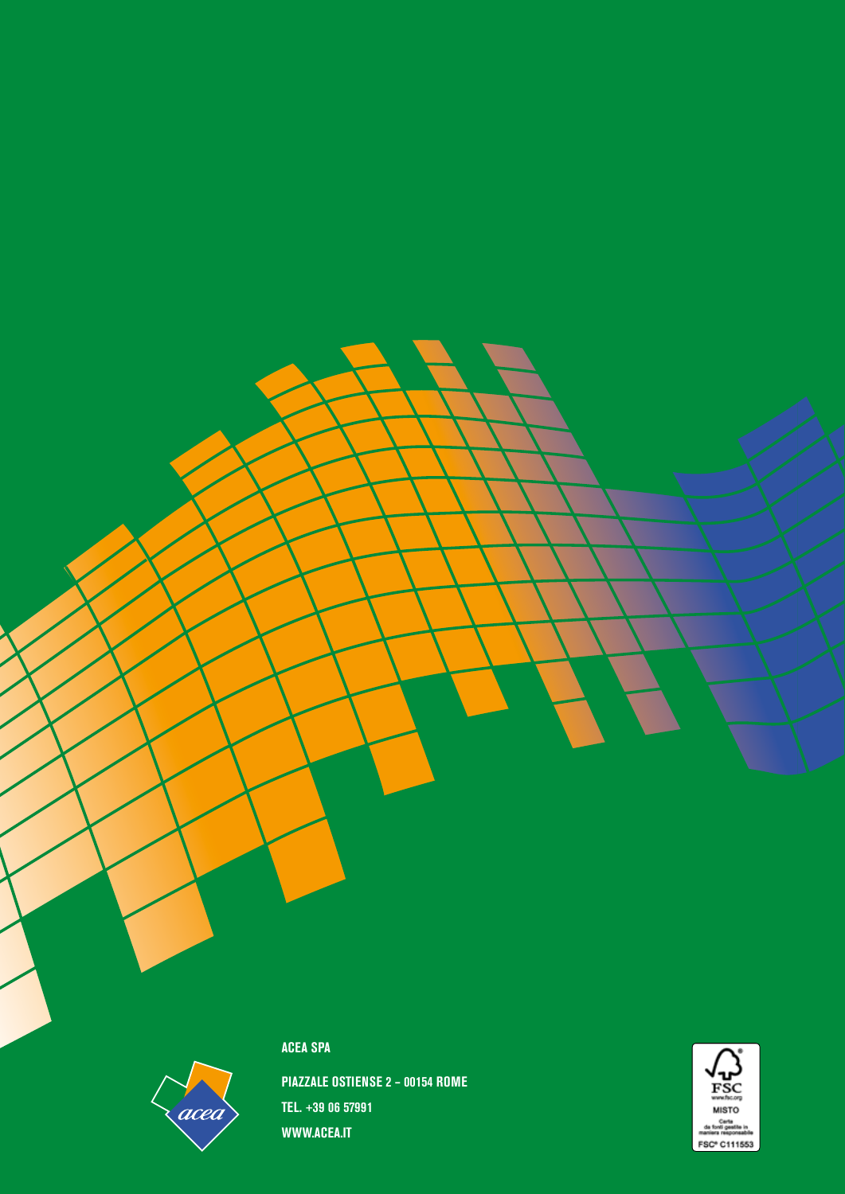**ACEA SPA**

**PIAZZALE OSTIENSE 2 – 00154 ROME**

**TEL. +39 06 57991**

**WWW.ACEA.IT**

FSC
www.fsc.org
MISTO
Carta da fonti gestite in maniera responsabile
FSC® C111553